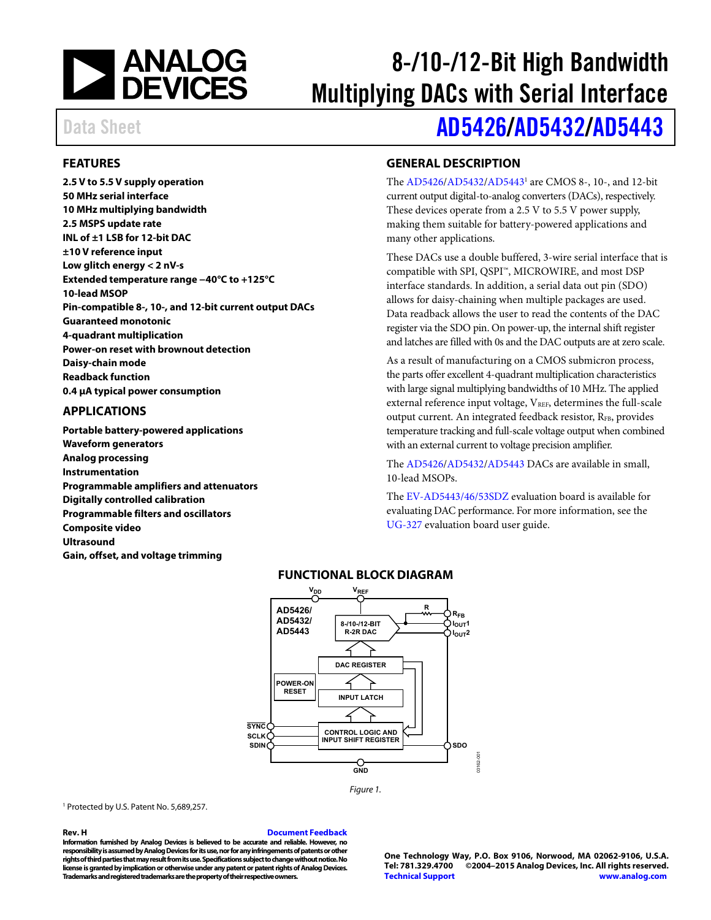# 8-/10-/12-Bit High Bandwidth Multiplying DACs with Serial Interface

Data Sheet

# AD5426/AD5432/AD5443

## FEATURES

**2.5 V to 5.5 V supply operation**
**50 MHz serial interface**
**10 MHz multiplying bandwidth**
**2.5 MSPS update rate**
**INL of ±1 LSB for 12-bit DAC**
**±10 V reference input**
**Low glitch energy < 2 nV-s**
**Extended temperature range −40°C to +125°C**
**10-lead MSOP**
**Pin-compatible 8-, 10-, and 12-bit current output DACs**
**Guaranteed monotonic**
**4-quadrant multiplication**
**Power-on reset with brownout detection**
**Daisy-chain mode**
**Readback function**
**0.4 µA typical power consumption**

## APPLICATIONS

**Portable battery-powered applications**
**Waveform generators**
**Analog processing**
**Instrumentation**
**Programmable amplifiers and attenuators**
**Digitally controlled calibration**
**Programmable filters and oscillators**
**Composite video**
**Ultrasound**
**Gain, offset, and voltage trimming**

## GENERAL DESCRIPTION

The AD5426/AD5432/AD5443[1] are CMOS 8-, 10-, and 12-bit current output digital-to-analog converters (DACs), respectively. These devices operate from a 2.5 V to 5.5 V power supply, making them suitable for battery-powered applications and many other applications.

These DACs use a double buffered, 3-wire serial interface that is compatible with SPI, QSPI™, MICROWIRE, and most DSP interface standards. In addition, a serial data out pin (SDO) allows for daisy-chaining when multiple packages are used. Data readback allows the user to read the contents of the DAC register via the SDO pin. On power-up, the internal shift register and latches are filled with 0s and the DAC outputs are at zero scale.

As a result of manufacturing on a CMOS submicron process, the parts offer excellent 4-quadrant multiplication characteristics with large signal multiplying bandwidths of 10 MHz. The applied external reference input voltage, $V_{REF}$, determines the full-scale output current. An integrated feedback resistor, $R_{FB}$, provides temperature tracking and full-scale voltage output when combined with an external current to voltage precision amplifier.

The AD5426/AD5432/AD5443 DACs are available in small, 10-lead MSOPs.

The EV-AD5443/46/53SDZ evaluation board is available for evaluating DAC performance. For more information, see the UG-327 evaluation board user guide.

## FUNCTIONAL BLOCK DIAGRAM

Figure 1.

[1] Protected by U.S. Patent No. 5,689,257.

**Rev. H** Document Feedback
**Information furnished by Analog Devices is believed to be accurate and reliable. However, no responsibility is assumed by Analog Devices for its use, nor for any infringements of patents or other rights of third parties that may result from its use. Specifications subject to change without notice. No license is granted by implication or otherwise under any patent or patent rights of Analog Devices. Trademarks and registered trademarks are the property of their respective owners.**

**One Technology Way, P.O. Box 9106, Norwood, MA 02062-9106, U.S.A.**
**Tel: 781.329.4700 ©2004–2015 Analog Devices, Inc. All rights reserved.**
**Technical Support www.analog.com**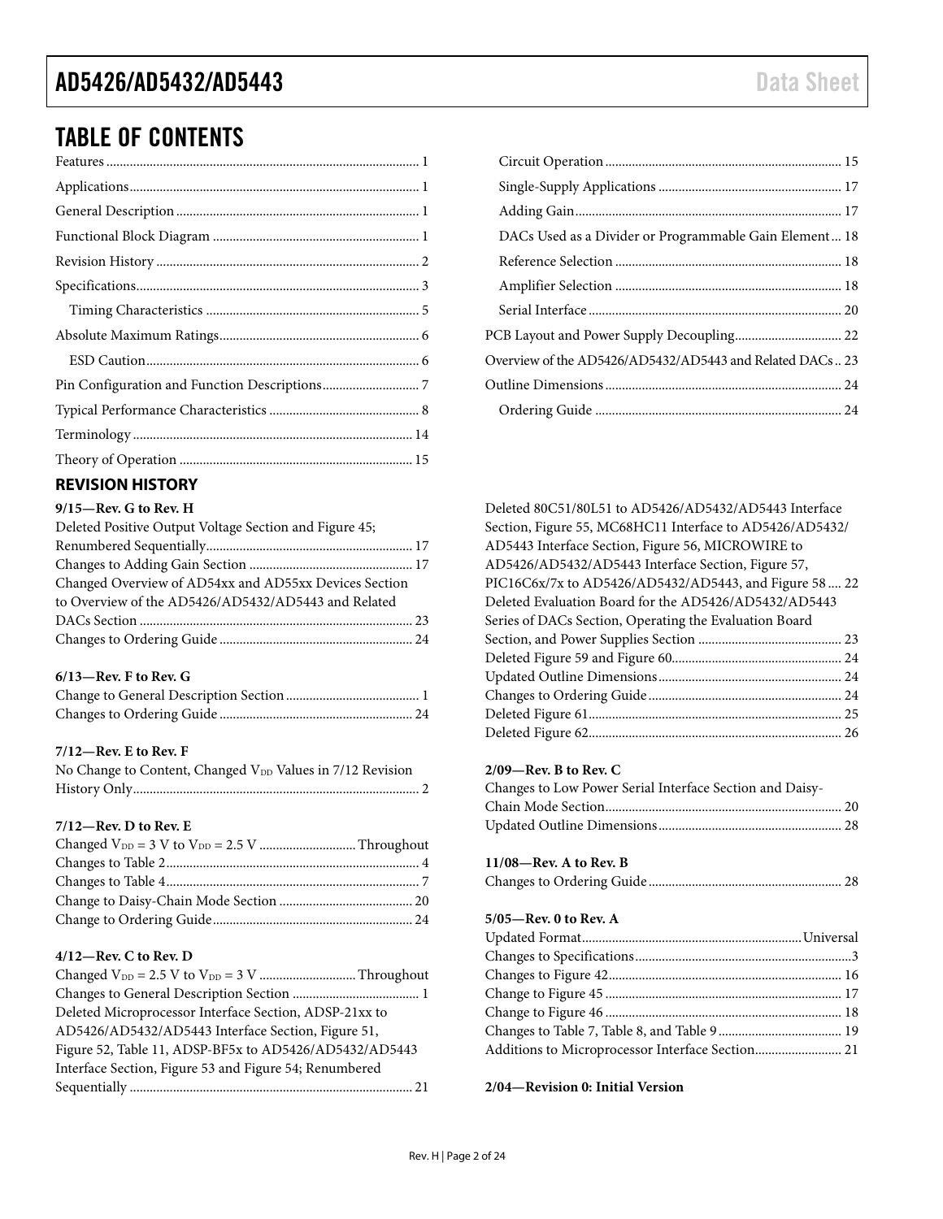## TABLE OF CONTENTS

Features ... 1
Applications ... 1
General Description ... 1
Functional Block Diagram ... 1
Revision History ... 2
Specifications ... 3
  Timing Characteristics ... 5
Absolute Maximum Ratings ... 6
  ESD Caution ... 6
Pin Configuration and Function Descriptions ... 7
Typical Performance Characteristics ... 8
Terminology ... 14
Theory of Operation ... 15
  Circuit Operation ... 15
  Single-Supply Applications ... 17
  Adding Gain ... 17
  DACs Used as a Divider or Programmable Gain Element ... 18
  Reference Selection ... 18
  Amplifier Selection ... 18
  Serial Interface ... 20
PCB Layout and Power Supply Decoupling ... 22
Overview of the AD5426/AD5432/AD5443 and Related DACs ... 23
Outline Dimensions ... 24
  Ordering Guide ... 24

### REVISION HISTORY

**9/15—Rev. G to Rev. H**

Deleted Positive Output Voltage Section and Figure 45; Renumbered Sequentially ... 17
Changes to Adding Gain Section ... 17
Changed Overview of AD54xx and AD55xx Devices Section to Overview of the AD5426/AD5432/AD5443 and Related DACs Section ... 23
Changes to Ordering Guide ... 24

**6/13—Rev. F to Rev. G**

Change to General Description Section ... 1
Changes to Ordering Guide ... 24

**7/12—Rev. E to Rev. F**

No Change to Content, Changed $V_{DD}$ Values in 7/12 Revision History Only ... 2

**7/12—Rev. D to Rev. E**

Changed $V_{DD}$ = 3 V to $V_{DD}$ = 2.5 V ... Throughout
Changes to Table 2 ... 4
Changes to Table 4 ... 7
Change to Daisy-Chain Mode Section ... 20
Change to Ordering Guide ... 24

**4/12—Rev. C to Rev. D**

Changed $V_{DD}$ = 2.5 V to $V_{DD}$ = 3 V ... Throughout
Changes to General Description Section ... 1
Deleted Microprocessor Interface Section, ADSP-21xx to AD5426/AD5432/AD5443 Interface Section, Figure 51, Figure 52, Table 11, ADSP-BF5x to AD5426/AD5432/AD5443 Interface Section, Figure 53 and Figure 54; Renumbered Sequentially ... 21
Deleted 80C51/80L51 to AD5426/AD5432/AD5443 Interface Section, Figure 55, MC68HC11 Interface to AD5426/AD5432/AD5443 Interface Section, Figure 56, MICROWIRE to AD5426/AD5432/AD5443 Interface Section, Figure 57, PIC16C6x/7x to AD5426/AD5432/AD5443, and Figure 58 ... 22
Deleted Evaluation Board for the AD5426/AD5432/AD5443 Series of DACs Section, Operating the Evaluation Board Section, and Power Supplies Section ... 23
Deleted Figure 59 and Figure 60 ... 24
Updated Outline Dimensions ... 24
Changes to Ordering Guide ... 24
Deleted Figure 61 ... 25
Deleted Figure 62 ... 26

**2/09—Rev. B to Rev. C**

Changes to Low Power Serial Interface Section and Daisy-Chain Mode Section ... 20
Updated Outline Dimensions ... 28

**11/08—Rev. A to Rev. B**

Changes to Ordering Guide ... 28

**5/05—Rev. 0 to Rev. A**

Updated Format ... Universal
Changes to Specifications ... 3
Changes to Figure 42 ... 16
Change to Figure 45 ... 17
Change to Figure 46 ... 18
Changes to Table 7, Table 8, and Table 9 ... 19
Additions to Microprocessor Interface Section ... 21

**2/04—Revision 0: Initial Version**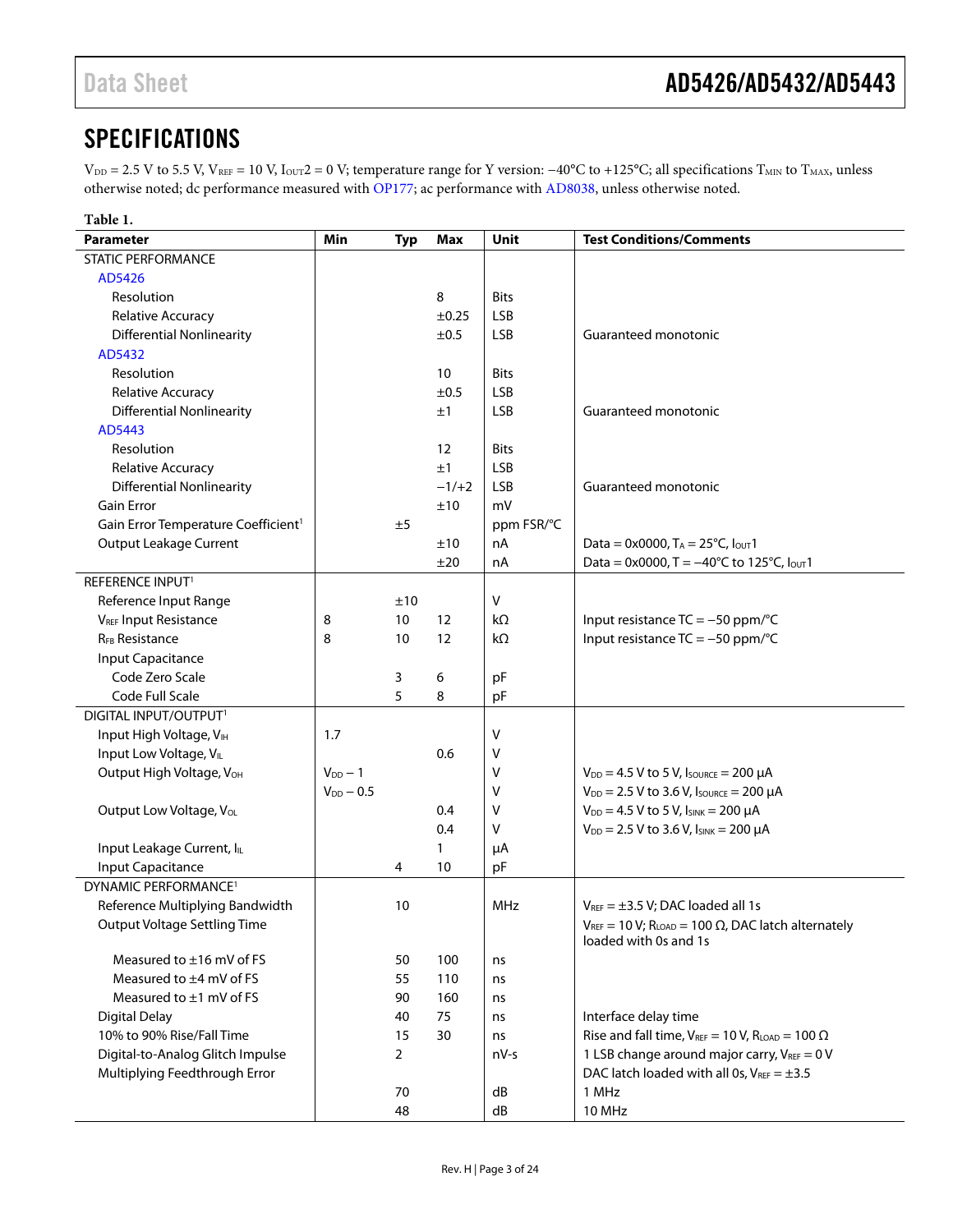# SPECIFICATIONS

$V_{DD}$ = 2.5 V to 5.5 V, $V_{REF}$ = 10 V, $I_{OUT}2$ = 0 V; temperature range for Y version: −40°C to +125°C; all specifications $T_{MIN}$ to $T_{MAX}$, unless otherwise noted; dc performance measured with OP177; ac performance with AD8038, unless otherwise noted.

**Table 1.**

| Parameter | Min | Typ | Max | Unit | Test Conditions/Comments |
|---|---|---|---|---|---|
| STATIC PERFORMANCE | | | | | |
| AD5426 | | | | | |
| Resolution | | | 8 | Bits | |
| Relative Accuracy | | | ±0.25 | LSB | |
| Differential Nonlinearity | | | ±0.5 | LSB | Guaranteed monotonic |
| AD5432 | | | | | |
| Resolution | | | 10 | Bits | |
| Relative Accuracy | | | ±0.5 | LSB | |
| Differential Nonlinearity | | | ±1 | LSB | Guaranteed monotonic |
| AD5443 | | | | | |
| Resolution | | | 12 | Bits | |
| Relative Accuracy | | | ±1 | LSB | |
| Differential Nonlinearity | | | −1/+2 | LSB | Guaranteed monotonic |
| Gain Error | | | ±10 | mV | |
| Gain Error Temperature Coefficient[1] | | ±5 | | ppm FSR/°C | |
| Output Leakage Current | | | ±10 | nA | Data = 0x0000, $T_A$ = 25°C, $I_{OUT}1$ |
| | | | ±20 | nA | Data = 0x0000, T = −40°C to 125°C, $I_{OUT}1$ |
| REFERENCE INPUT[1] | | | | | |
| Reference Input Range | | ±10 | | V | |
| $V_{REF}$ Input Resistance | 8 | 10 | 12 | kΩ | Input resistance TC = −50 ppm/°C |
| $R_{FB}$ Resistance | 8 | 10 | 12 | kΩ | Input resistance TC = −50 ppm/°C |
| Input Capacitance | | | | | |
| Code Zero Scale | | 3 | 6 | pF | |
| Code Full Scale | | 5 | 8 | pF | |
| DIGITAL INPUT/OUTPUT[1] | | | | | |
| Input High Voltage, $V_{IH}$ | 1.7 | | | V | |
| Input Low Voltage, $V_{IL}$ | | | 0.6 | V | |
| Output High Voltage, $V_{OH}$ | $V_{DD}$ − 1 | | | V | $V_{DD}$ = 4.5 V to 5 V, $I_{SOURCE}$ = 200 μA |
| | $V_{DD}$ − 0.5 | | | V | $V_{DD}$ = 2.5 V to 3.6 V, $I_{SOURCE}$ = 200 μA |
| Output Low Voltage, $V_{OL}$ | | | 0.4 | V | $V_{DD}$ = 4.5 V to 5 V, $I_{SINK}$ = 200 μA |
| | | | 0.4 | V | $V_{DD}$ = 2.5 V to 3.6 V, $I_{SINK}$ = 200 μA |
| Input Leakage Current, $I_{IL}$ | | | 1 | μA | |
| Input Capacitance | | 4 | 10 | pF | |
| DYNAMIC PERFORMANCE[1] | | | | | |
| Reference Multiplying Bandwidth | | 10 | | MHz | $V_{REF}$ = ±3.5 V; DAC loaded all 1s |
| Output Voltage Settling Time | | | | | $V_{REF}$ = 10 V; $R_{LOAD}$ = 100 Ω, DAC latch alternately loaded with 0s and 1s |
| Measured to ±16 mV of FS | | 50 | 100 | ns | |
| Measured to ±4 mV of FS | | 55 | 110 | ns | |
| Measured to ±1 mV of FS | | 90 | 160 | ns | |
| Digital Delay | | 40 | 75 | ns | Interface delay time |
| 10% to 90% Rise/Fall Time | | 15 | 30 | ns | Rise and fall time, $V_{REF}$ = 10 V, $R_{LOAD}$ = 100 Ω |
| Digital-to-Analog Glitch Impulse | | 2 | | nV-s | 1 LSB change around major carry, $V_{REF}$ = 0 V |
| Multiplying Feedthrough Error | | | | | DAC latch loaded with all 0s, $V_{REF}$ = ±3.5 |
| | | 70 | | dB | 1 MHz |
| | | 48 | | dB | 10 MHz |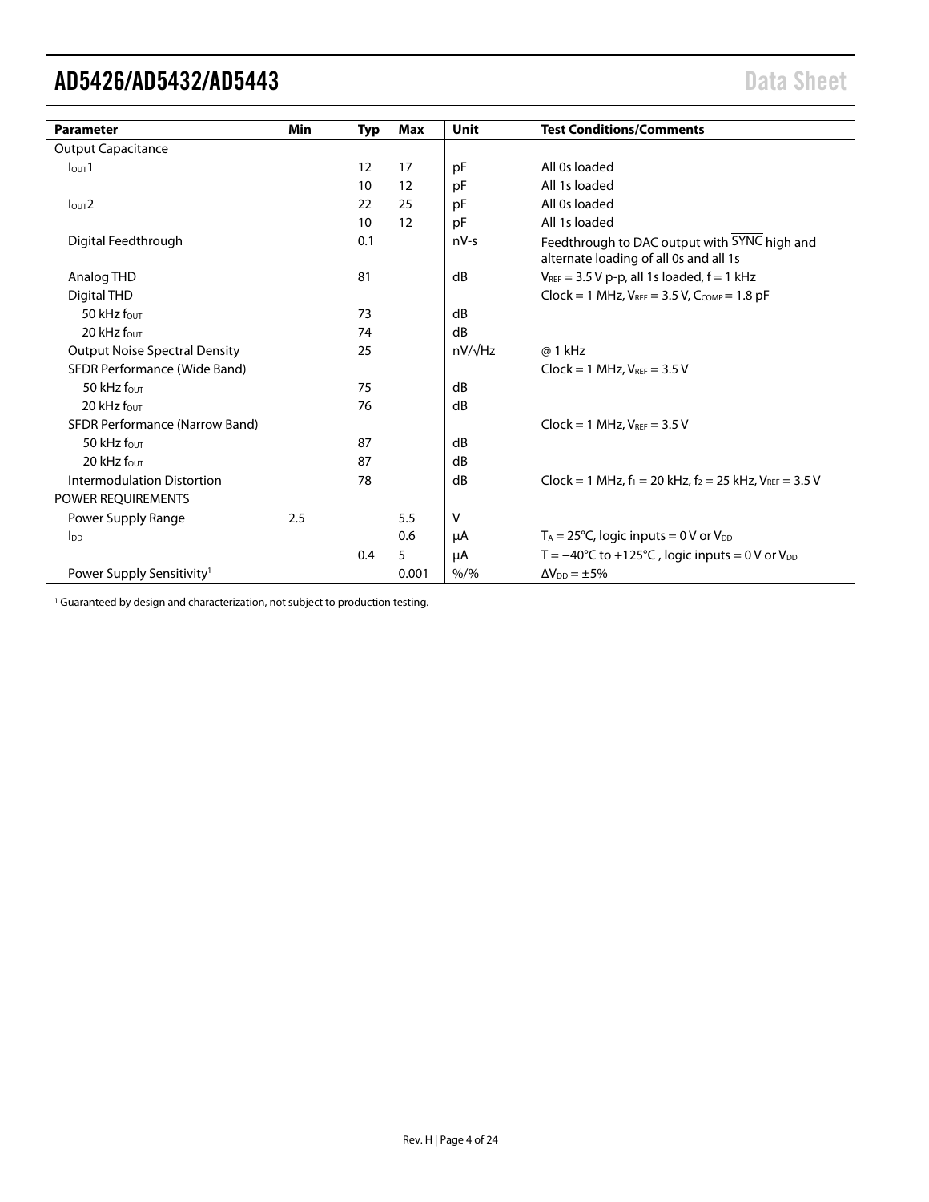| Parameter | Min | Typ | Max | Unit | Test Conditions/Comments |
|---|---|---|---|---|---|
| Output Capacitance | | | | | |
| $I_{OUT}1$ | | 12 | 17 | pF | All 0s loaded |
| | | 10 | 12 | pF | All 1s loaded |
| $I_{OUT}2$ | | 22 | 25 | pF | All 0s loaded |
| | | 10 | 12 | pF | All 1s loaded |
| Digital Feedthrough | | 0.1 | | nV-s | Feedthrough to DAC output with $\overline{SYNC}$ high and alternate loading of all 0s and all 1s |
| Analog THD | | 81 | | dB | $V_{REF}$ = 3.5 V p-p, all 1s loaded, f = 1 kHz |
| Digital THD | | | | | Clock = 1 MHz, $V_{REF}$ = 3.5 V, $C_{COMP}$ = 1.8 pF |
| 50 kHz $f_{OUT}$ | | 73 | | dB | |
| 20 kHz $f_{OUT}$ | | 74 | | dB | |
| Output Noise Spectral Density | | 25 | | nV/√Hz | @ 1 kHz |
| SFDR Performance (Wide Band) | | | | | Clock = 1 MHz, $V_{REF}$ = 3.5 V |
| 50 kHz $f_{OUT}$ | | 75 | | dB | |
| 20 kHz $f_{OUT}$ | | 76 | | dB | |
| SFDR Performance (Narrow Band) | | | | | Clock = 1 MHz, $V_{REF}$ = 3.5 V |
| 50 kHz $f_{OUT}$ | | 87 | | dB | |
| 20 kHz $f_{OUT}$ | | 87 | | dB | |
| Intermodulation Distortion | | 78 | | dB | Clock = 1 MHz, $f_1$ = 20 kHz, $f_2$ = 25 kHz, $V_{REF}$ = 3.5 V |
| POWER REQUIREMENTS | | | | | |
| Power Supply Range | 2.5 | | 5.5 | V | |
| $I_{DD}$ | | | 0.6 | μA | $T_A$ = 25°C, logic inputs = 0 V or $V_{DD}$ |
| | | 0.4 | 5 | μA | T = −40°C to +125°C , logic inputs = 0 V or $V_{DD}$ |
| Power Supply Sensitivity[1] | | | 0.001 | %/% | $\Delta V_{DD}$ = ±5% |

[1] Guaranteed by design and characterization, not subject to production testing.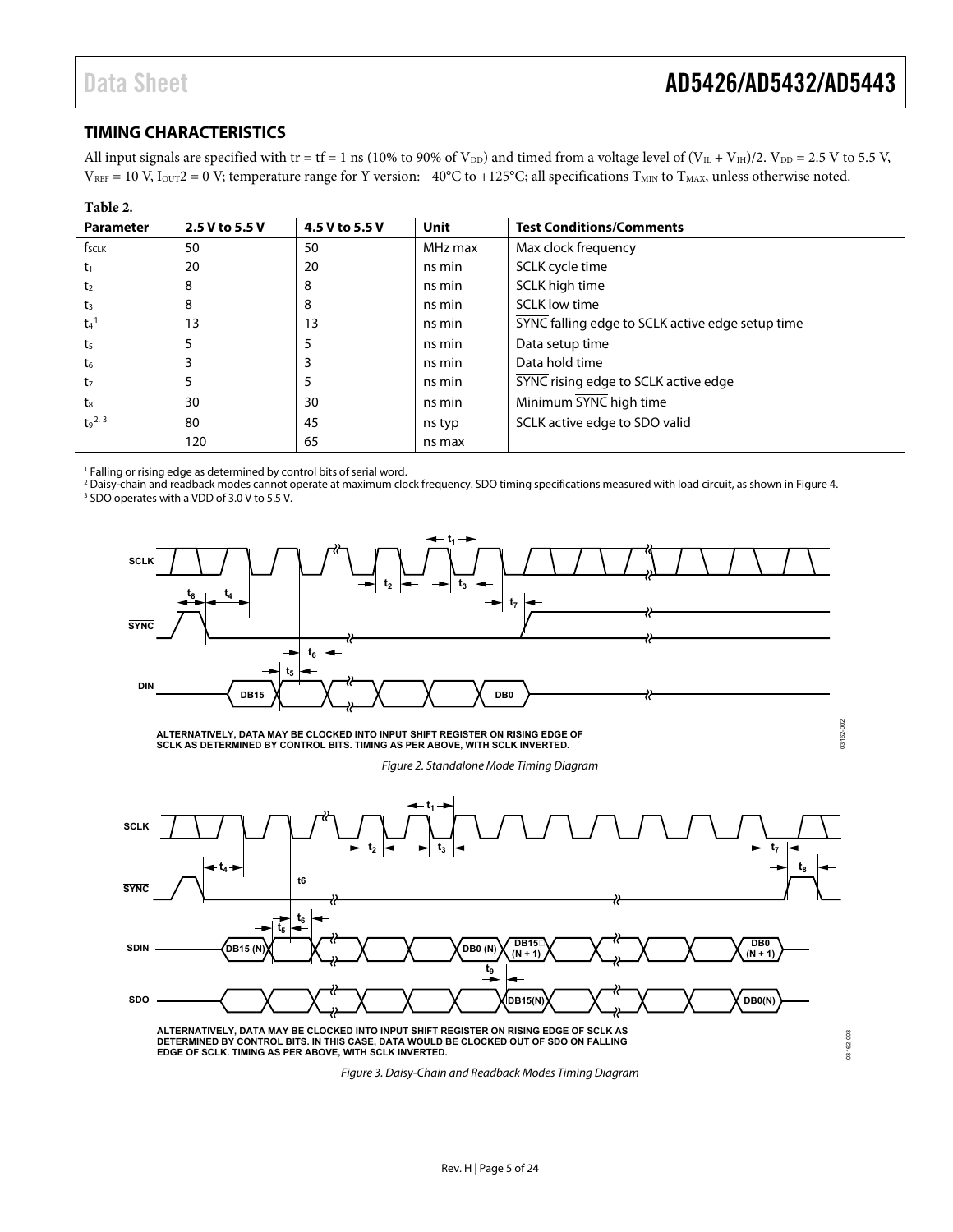## TIMING CHARACTERISTICS

All input signals are specified with tr = tf = 1 ns (10% to 90% of $V_{DD}$) and timed from a voltage level of $(V_{IL} + V_{IH})/2$. $V_{DD}$ = 2.5 V to 5.5 V, $V_{REF}$ = 10 V, $I_{OUT}2$ = 0 V; temperature range for Y version: −40°C to +125°C; all specifications $T_{MIN}$ to $T_{MAX}$, unless otherwise noted.

**Table 2.**

| Parameter | 2.5 V to 5.5 V | 4.5 V to 5.5 V | Unit | Test Conditions/Comments |
|---|---|---|---|---|
| $f_{SCLK}$ | 50 | 50 | MHz max | Max clock frequency |
| $t_1$ | 20 | 20 | ns min | SCLK cycle time |
| $t_2$ | 8 | 8 | ns min | SCLK high time |
| $t_3$ | 8 | 8 | ns min | SCLK low time |
| $t_4$[1] | 13 | 13 | ns min | SYNC falling edge to SCLK active edge setup time |
| $t_5$ | 5 | 5 | ns min | Data setup time |
| $t_6$ | 3 | 3 | ns min | Data hold time |
| $t_7$ | 5 | 5 | ns min | SYNC rising edge to SCLK active edge |
| $t_8$ | 30 | 30 | ns min | Minimum SYNC high time |
| $t_9$[2,3] | 80 | 45 | ns typ | SCLK active edge to SDO valid |
| | 120 | 65 | ns max | |

[1] Falling or rising edge as determined by control bits of serial word.
[2] Daisy-chain and readback modes cannot operate at maximum clock frequency. SDO timing specifications measured with load circuit, as shown in Figure 4.
[3] SDO operates with a VDD of 3.0 V to 5.5 V.

ALTERNATIVELY, DATA MAY BE CLOCKED INTO INPUT SHIFT REGISTER ON RISING EDGE OF SCLK AS DETERMINED BY CONTROL BITS. TIMING AS PER ABOVE, WITH SCLK INVERTED.

*Figure 2. Standalone Mode Timing Diagram*

ALTERNATIVELY, DATA MAY BE CLOCKED INTO INPUT SHIFT REGISTER ON RISING EDGE OF SCLK AS DETERMINED BY CONTROL BITS. IN THIS CASE, DATA WOULD BE CLOCKED OUT OF SDO ON FALLING EDGE OF SCLK. TIMING AS PER ABOVE, WITH SCLK INVERTED.

*Figure 3. Daisy-Chain and Readback Modes Timing Diagram*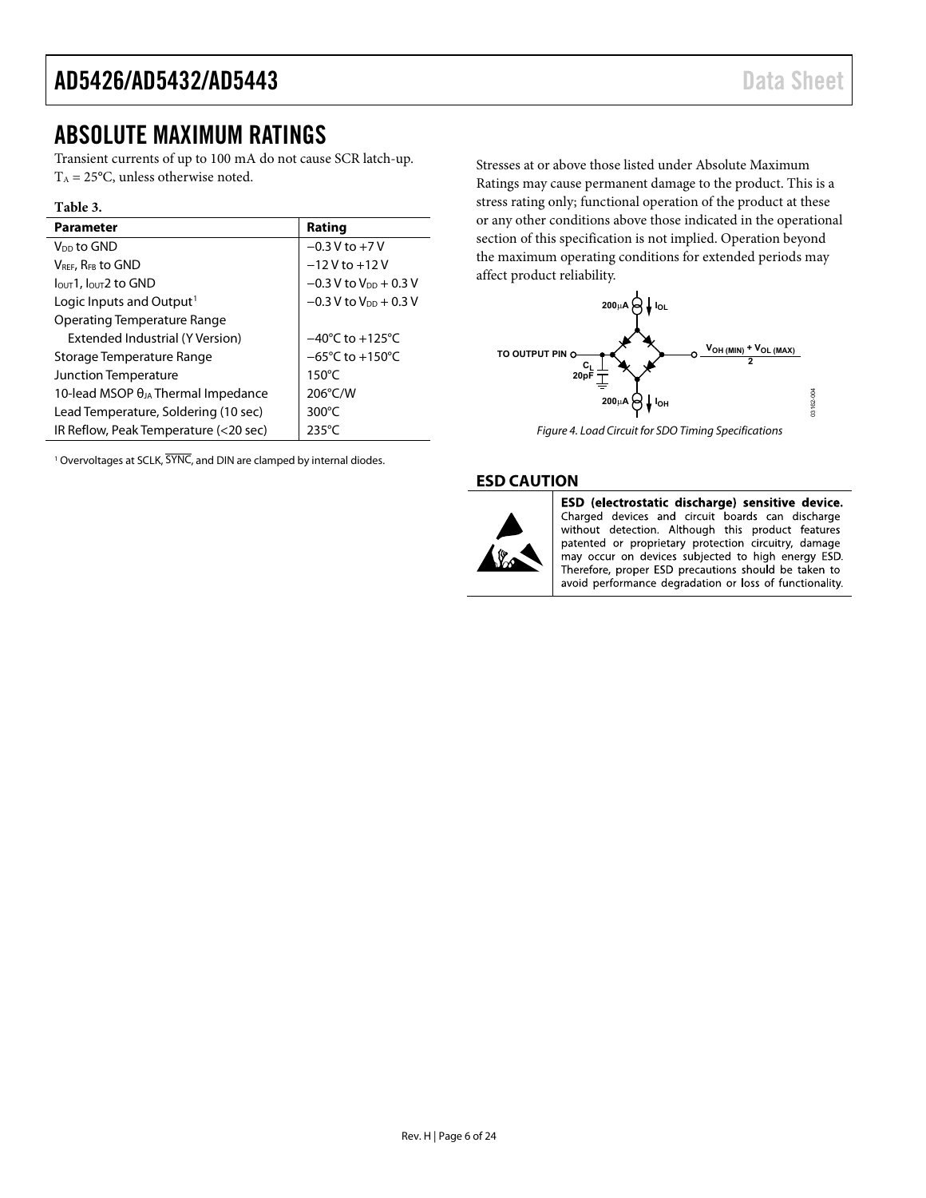## ABSOLUTE MAXIMUM RATINGS

Transient currents of up to 100 mA do not cause SCR latch-up. $T_A$ = 25°C, unless otherwise noted.

**Table 3.**

| Parameter | Rating |
|---|---|
| $V_{DD}$ to GND | −0.3 V to +7 V |
| $V_{REF}$, $R_{FB}$ to GND | −12 V to +12 V |
| $I_{OUT}1$, $I_{OUT}2$ to GND | −0.3 V to $V_{DD}$ + 0.3 V |
| Logic Inputs and Output[1] | −0.3 V to $V_{DD}$ + 0.3 V |
| Operating Temperature Range | |
| Extended Industrial (Y Version) | −40°C to +125°C |
| Storage Temperature Range | −65°C to +150°C |
| Junction Temperature | 150°C |
| 10-lead MSOP $\theta_{JA}$ Thermal Impedance | 206°C/W |
| Lead Temperature, Soldering (10 sec) | 300°C |
| IR Reflow, Peak Temperature (<20 sec) | 235°C |

[1] Overvoltages at SCLK, $\overline{SYNC}$, and DIN are clamped by internal diodes.

Stresses at or above those listed under Absolute Maximum Ratings may cause permanent damage to the product. This is a stress rating only; functional operation of the product at these or any other conditions above those indicated in the operational section of this specification is not implied. Operation beyond the maximum operating conditions for extended periods may affect product reliability.

Figure 4. Load Circuit for SDO Timing Specifications

### ESD CAUTION

**ESD (electrostatic discharge) sensitive device.** Charged devices and circuit boards can discharge without detection. Although this product features patented or proprietary protection circuitry, damage may occur on devices subjected to high energy ESD. Therefore, proper ESD precautions should be taken to avoid performance degradation or loss of functionality.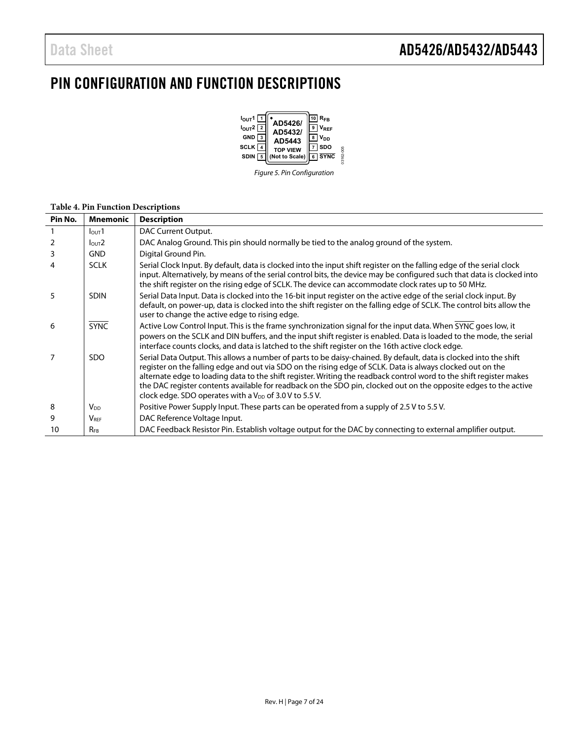# PIN CONFIGURATION AND FUNCTION DESCRIPTIONS

Figure 5. Pin Configuration

**Table 4. Pin Function Descriptions**

| Pin No. | Mnemonic | Description |
|---|---|---|
| 1 | $I_{OUT}1$ | DAC Current Output. |
| 2 | $I_{OUT}2$ | DAC Analog Ground. This pin should normally be tied to the analog ground of the system. |
| 3 | GND | Digital Ground Pin. |
| 4 | SCLK | Serial Clock Input. By default, data is clocked into the input shift register on the falling edge of the serial clock input. Alternatively, by means of the serial control bits, the device may be configured such that data is clocked into the shift register on the rising edge of SCLK. The device can accommodate clock rates up to 50 MHz. |
| 5 | SDIN | Serial Data Input. Data is clocked into the 16-bit input register on the active edge of the serial clock input. By default, on power-up, data is clocked into the shift register on the falling edge of SCLK. The control bits allow the user to change the active edge to rising edge. |
| 6 | $\overline{SYNC}$ | Active Low Control Input. This is the frame synchronization signal for the input data. When $\overline{SYNC}$ goes low, it powers on the SCLK and DIN buffers, and the input shift register is enabled. Data is loaded to the mode, the serial interface counts clocks, and data is latched to the shift register on the 16th active clock edge. |
| 7 | SDO | Serial Data Output. This allows a number of parts to be daisy-chained. By default, data is clocked into the shift register on the falling edge and out via SDO on the rising edge of SCLK. Data is always clocked out on the alternate edge to loading data to the shift register. Writing the readback control word to the shift register makes the DAC register contents available for readback on the SDO pin, clocked out on the opposite edges to the active clock edge. SDO operates with a $V_{DD}$ of 3.0 V to 5.5 V. |
| 8 | $V_{DD}$ | Positive Power Supply Input. These parts can be operated from a supply of 2.5 V to 5.5 V. |
| 9 | $V_{REF}$ | DAC Reference Voltage Input. |
| 10 | $R_{FB}$ | DAC Feedback Resistor Pin. Establish voltage output for the DAC by connecting to external amplifier output. |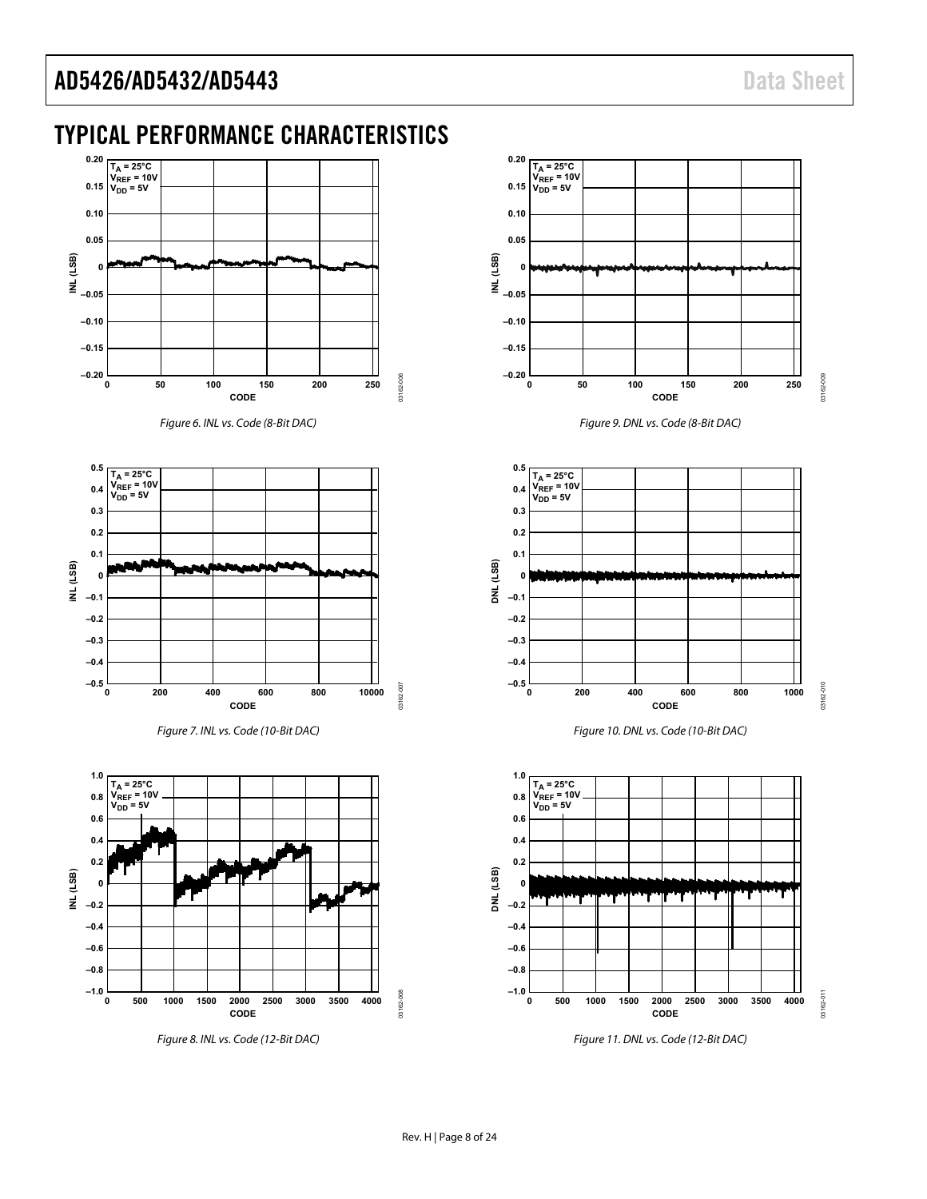# TYPICAL PERFORMANCE CHARACTERISTICS

Figure 6. INL vs. Code (8-Bit DAC)

Figure 7. INL vs. Code (10-Bit DAC)

Figure 8. INL vs. Code (12-Bit DAC)

Figure 9. DNL vs. Code (8-Bit DAC)

Figure 10. DNL vs. Code (10-Bit DAC)

Figure 11. DNL vs. Code (12-Bit DAC)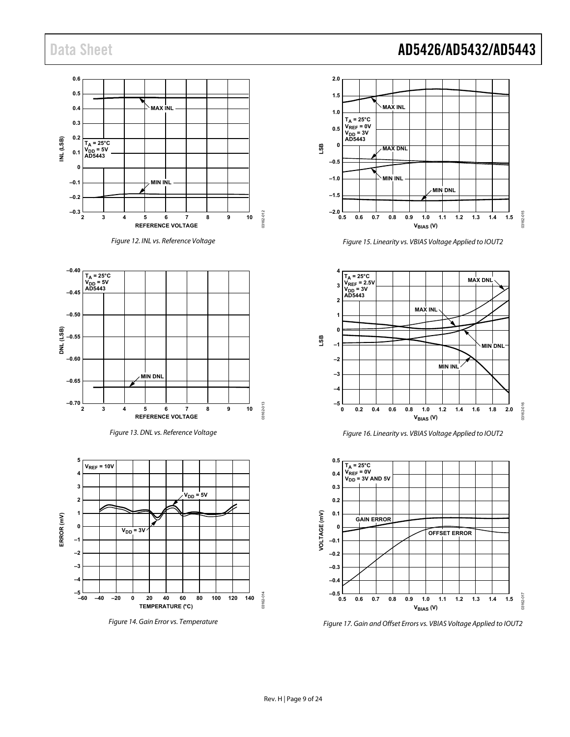Figure 12. INL vs. Reference Voltage

Figure 13. DNL vs. Reference Voltage

Figure 14. Gain Error vs. Temperature

Figure 15. Linearity vs. VBIAS Voltage Applied to IOUT2

Figure 16. Linearity vs. VBIAS Voltage Applied to IOUT2

Figure 17. Gain and Offset Errors vs. VBIAS Voltage Applied to IOUT2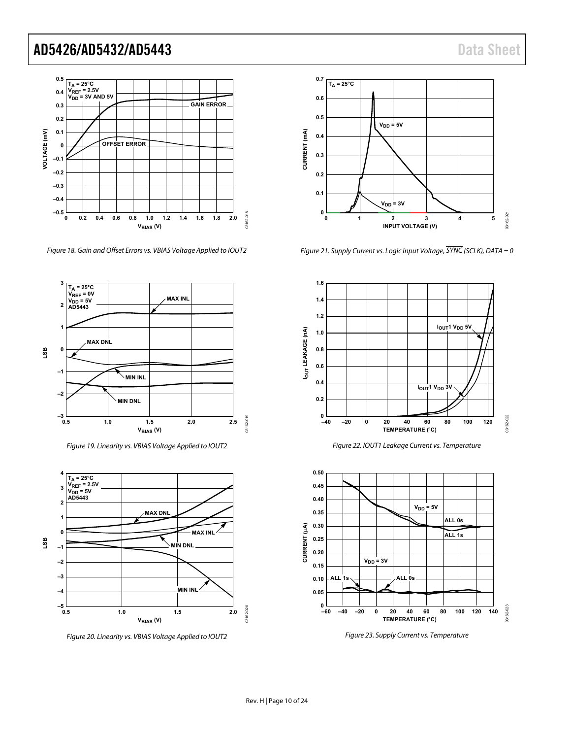Figure 18. Gain and Offset Errors vs. VBIAS Voltage Applied to IOUT2

Figure 19. Linearity vs. VBIAS Voltage Applied to IOUT2

Figure 20. Linearity vs. VBIAS Voltage Applied to IOUT2

Figure 21. Supply Current vs. Logic Input Voltage, $\overline{SYNC}$ (SCLK), DATA = 0

Figure 22. IOUT1 Leakage Current vs. Temperature

Figure 23. Supply Current vs. Temperature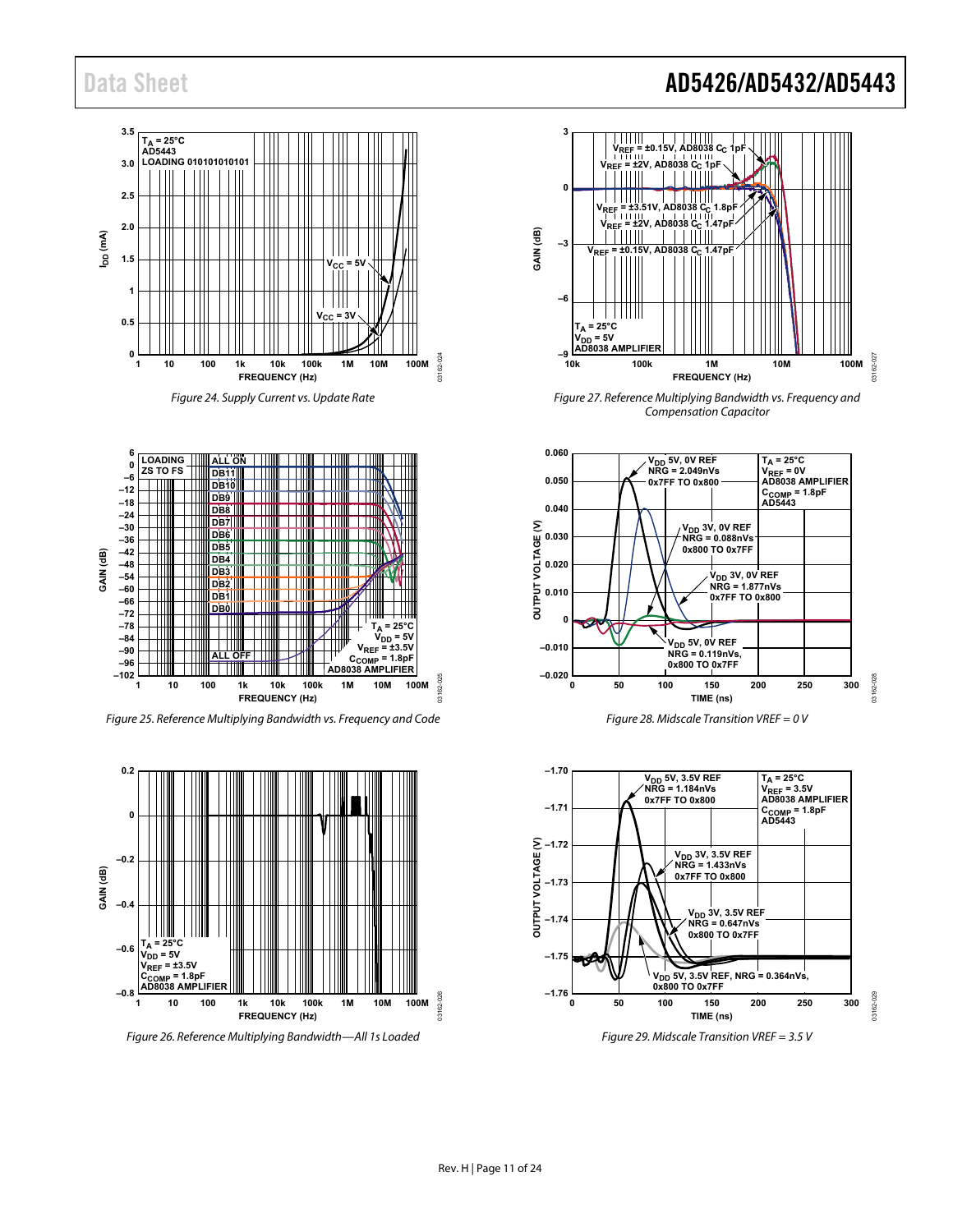Figure 24. Supply Current vs. Update Rate

Figure 25. Reference Multiplying Bandwidth vs. Frequency and Code

Figure 26. Reference Multiplying Bandwidth—All 1s Loaded

Figure 27. Reference Multiplying Bandwidth vs. Frequency and Compensation Capacitor

Figure 28. Midscale Transition VREF = 0 V

Figure 29. Midscale Transition VREF = 3.5 V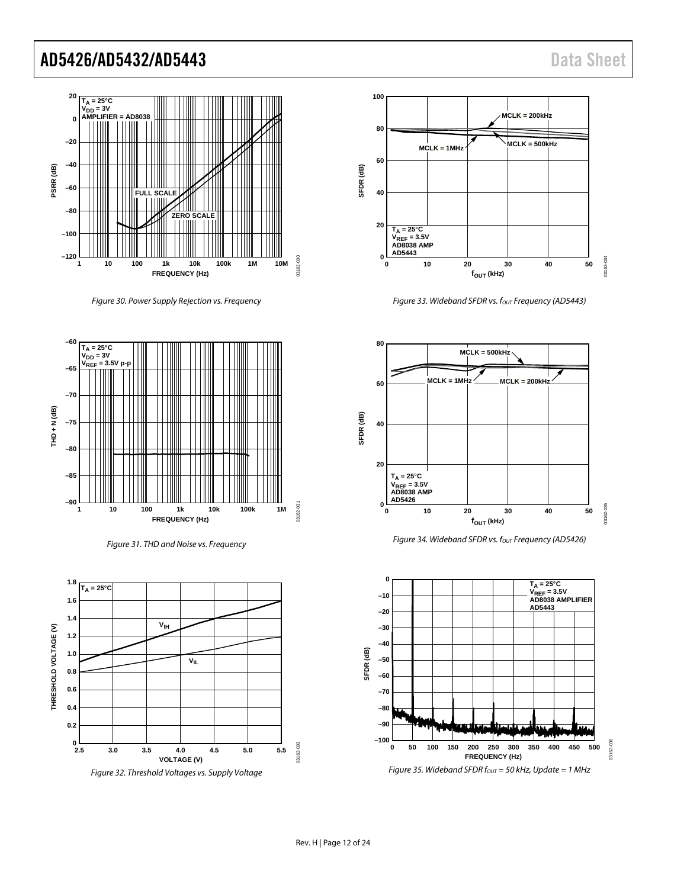Figure 30. Power Supply Rejection vs. Frequency

Figure 31. THD and Noise vs. Frequency

Figure 32. Threshold Voltages vs. Supply Voltage

Figure 33. Wideband SFDR vs. $f_{OUT}$ Frequency (AD5443)

Figure 34. Wideband SFDR vs. $f_{OUT}$ Frequency (AD5426)

Figure 35. Wideband SFDR $f_{OUT}$ = 50 kHz, Update = 1 MHz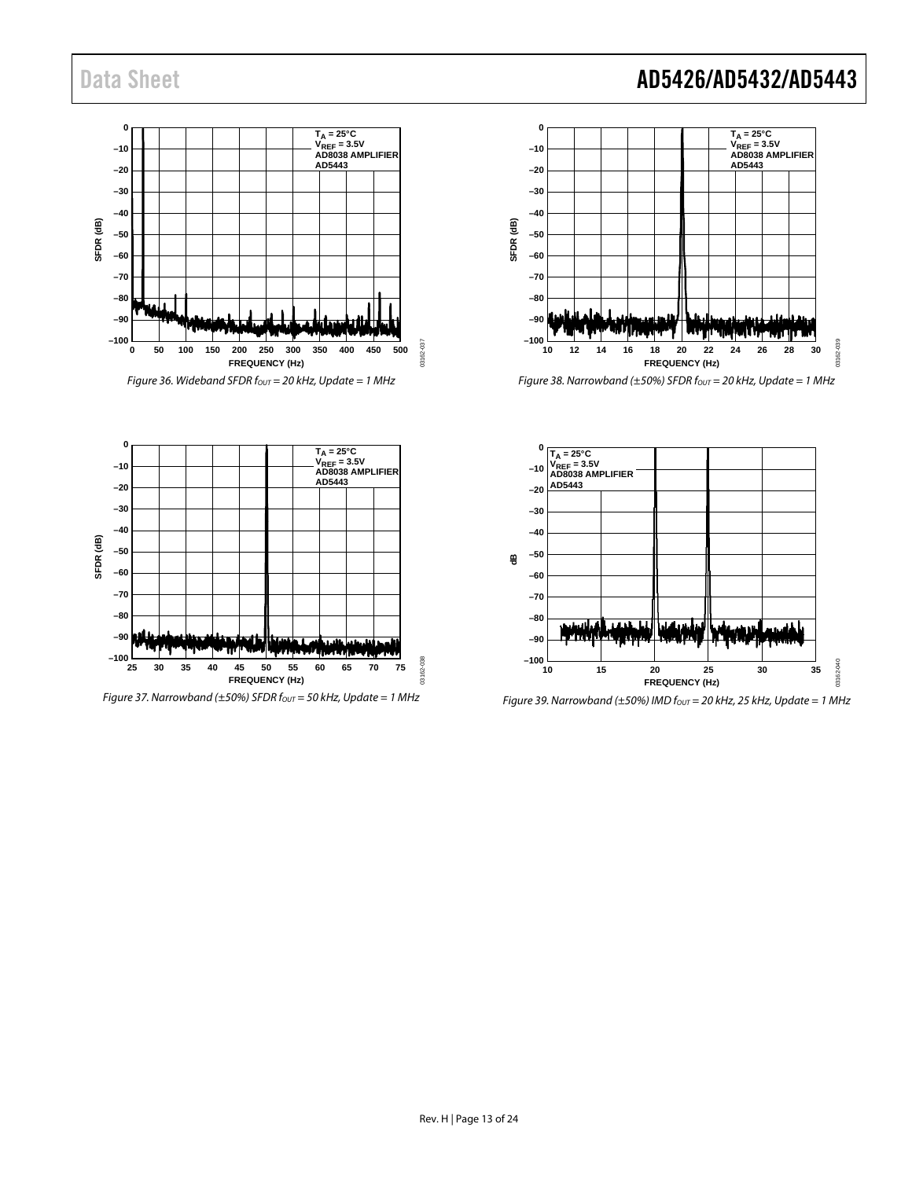Figure 36. Wideband SFDR $f_{OUT}$ = 20 kHz, Update = 1 MHz

Figure 37. Narrowband (±50%) SFDR $f_{OUT}$ = 50 kHz, Update = 1 MHz

Figure 38. Narrowband (±50%) SFDR $f_{OUT}$ = 20 kHz, Update = 1 MHz

Figure 39. Narrowband (±50%) IMD $f_{OUT}$ = 20 kHz, 25 kHz, Update = 1 MHz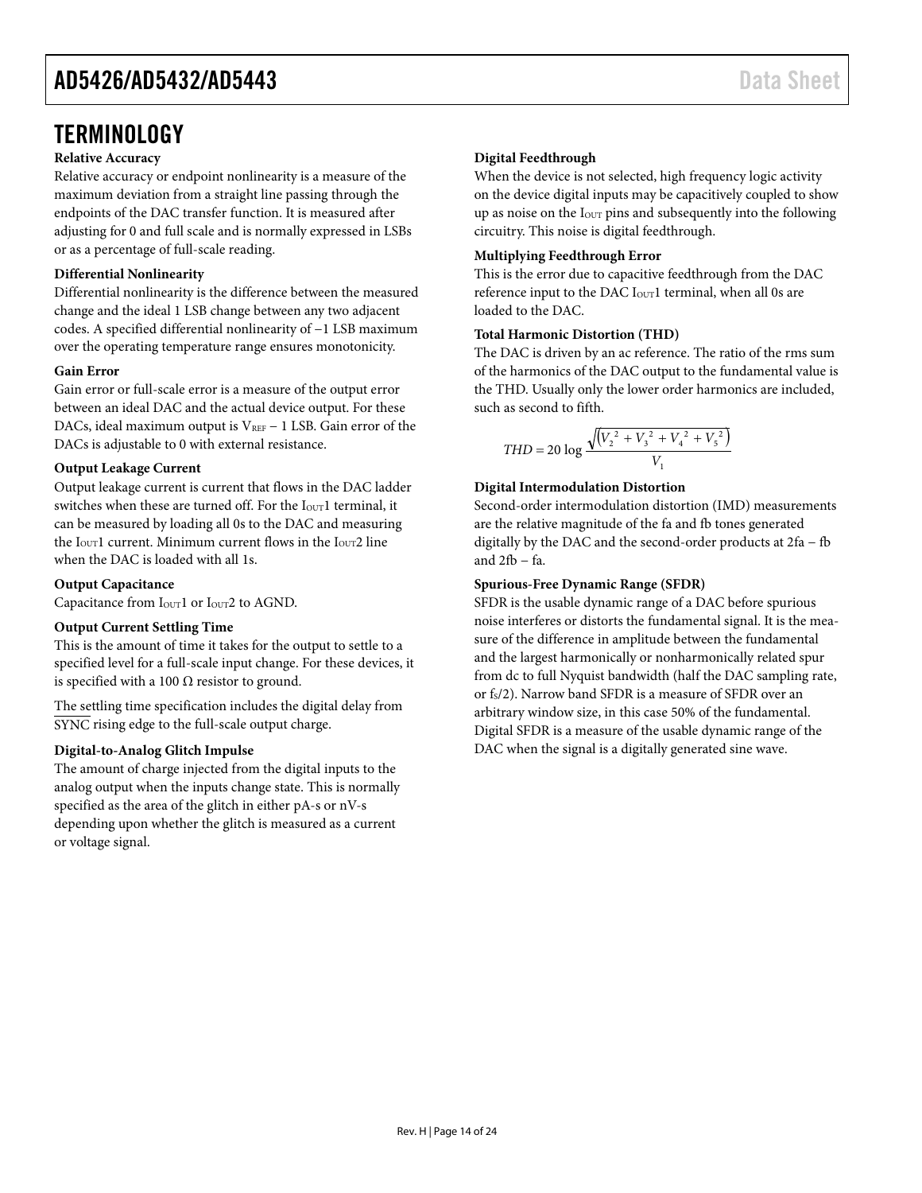## TERMINOLOGY

**Relative Accuracy**

Relative accuracy or endpoint nonlinearity is a measure of the maximum deviation from a straight line passing through the endpoints of the DAC transfer function. It is measured after adjusting for 0 and full scale and is normally expressed in LSBs or as a percentage of full-scale reading.

**Differential Nonlinearity**

Differential nonlinearity is the difference between the measured change and the ideal 1 LSB change between any two adjacent codes. A specified differential nonlinearity of −1 LSB maximum over the operating temperature range ensures monotonicity.

**Gain Error**

Gain error or full-scale error is a measure of the output error between an ideal DAC and the actual device output. For these DACs, ideal maximum output is $V_{REF}$ − 1 LSB. Gain error of the DACs is adjustable to 0 with external resistance.

**Output Leakage Current**

Output leakage current is current that flows in the DAC ladder switches when these are turned off. For the $I_{OUT}1$ terminal, it can be measured by loading all 0s to the DAC and measuring the $I_{OUT}1$ current. Minimum current flows in the $I_{OUT}2$ line when the DAC is loaded with all 1s.

**Output Capacitance**

Capacitance from $I_{OUT}1$ or $I_{OUT}2$ to AGND.

**Output Current Settling Time**

This is the amount of time it takes for the output to settle to a specified level for a full-scale input change. For these devices, it is specified with a 100 Ω resistor to ground.

The settling time specification includes the digital delay from $\overline{\text{SYNC}}$ rising edge to the full-scale output charge.

**Digital-to-Analog Glitch Impulse**

The amount of charge injected from the digital inputs to the analog output when the inputs change state. This is normally specified as the area of the glitch in either pA-s or nV-s depending upon whether the glitch is measured as a current or voltage signal.

**Digital Feedthrough**

When the device is not selected, high frequency logic activity on the device digital inputs may be capacitively coupled to show up as noise on the $I_{OUT}$ pins and subsequently into the following circuitry. This noise is digital feedthrough.

**Multiplying Feedthrough Error**

This is the error due to capacitive feedthrough from the DAC reference input to the DAC $I_{OUT}1$ terminal, when all 0s are loaded to the DAC.

**Total Harmonic Distortion (THD)**

The DAC is driven by an ac reference. The ratio of the rms sum of the harmonics of the DAC output to the fundamental value is the THD. Usually only the lower order harmonics are included, such as second to fifth.

$$THD = 20 \log \frac{\sqrt{\left(V_2^{\,2} + V_3^{\,2} + V_4^{\,2} + V_5^{\,2}\right)}}{V_1}$$

**Digital Intermodulation Distortion**

Second-order intermodulation distortion (IMD) measurements are the relative magnitude of the fa and fb tones generated digitally by the DAC and the second-order products at 2fa − fb and 2fb − fa.

**Spurious-Free Dynamic Range (SFDR)**

SFDR is the usable dynamic range of a DAC before spurious noise interferes or distorts the fundamental signal. It is the measure of the difference in amplitude between the fundamental and the largest harmonically or nonharmonically related spur from dc to full Nyquist bandwidth (half the DAC sampling rate, or $f_S/2$). Narrow band SFDR is a measure of SFDR over an arbitrary window size, in this case 50% of the fundamental. Digital SFDR is a measure of the usable dynamic range of the DAC when the signal is a digitally generated sine wave.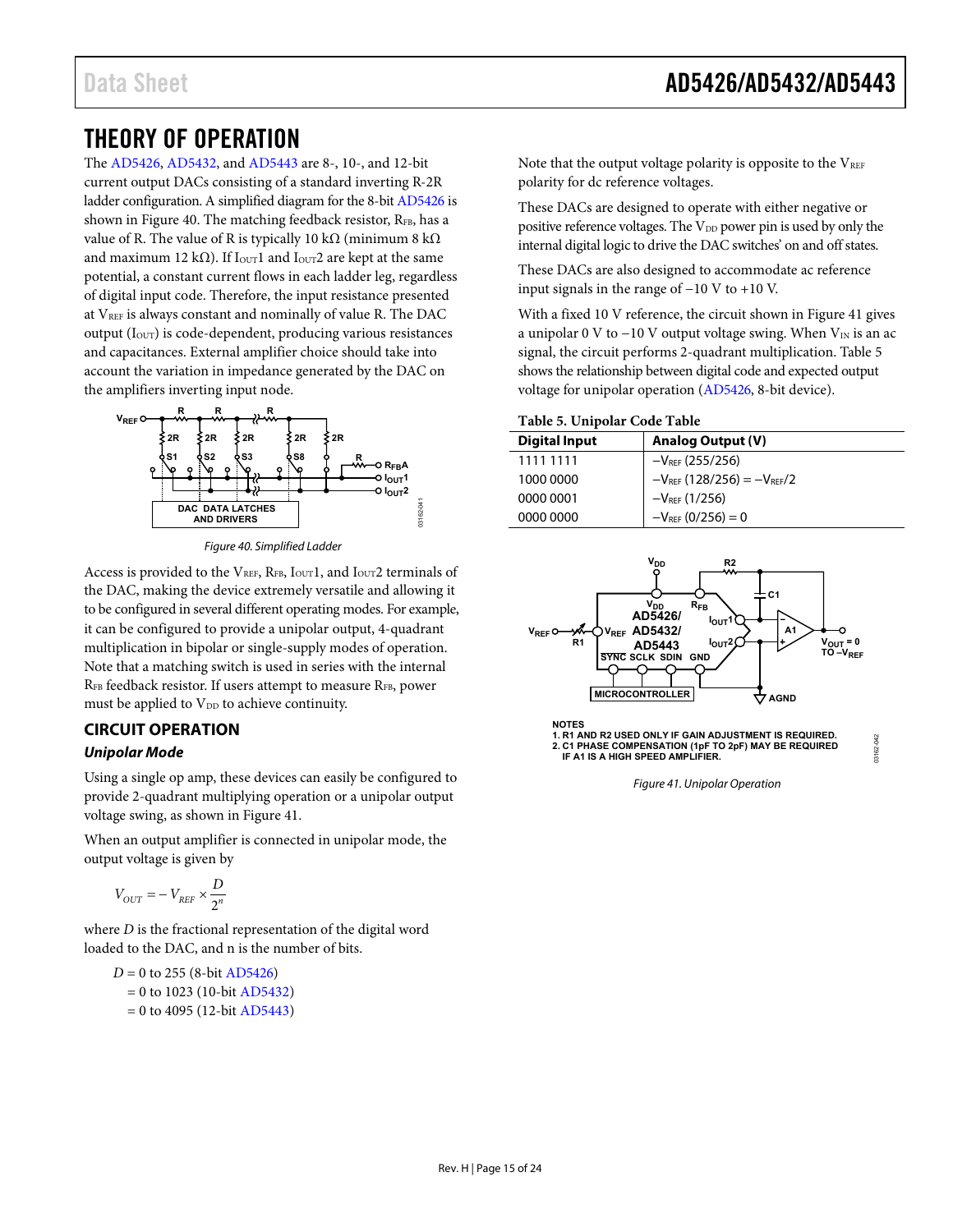# THEORY OF OPERATION

The AD5426, AD5432, and AD5443 are 8-, 10-, and 12-bit current output DACs consisting of a standard inverting R-2R ladder configuration. A simplified diagram for the 8-bit AD5426 is shown in Figure 40. The matching feedback resistor, $R_{FB}$, has a value of R. The value of R is typically 10 kΩ (minimum 8 kΩ and maximum 12 kΩ). If $I_{OUT}1$ and $I_{OUT}2$ are kept at the same potential, a constant current flows in each ladder leg, regardless of digital input code. Therefore, the input resistance presented at $V_{REF}$ is always constant and nominally of value R. The DAC output ($I_{OUT}$) is code-dependent, producing various resistances and capacitances. External amplifier choice should take into account the variation in impedance generated by the DAC on the amplifiers inverting input node.

Figure 40. Simplified Ladder

Access is provided to the $V_{REF}$, $R_{FB}$, $I_{OUT}1$, and $I_{OUT}2$ terminals of the DAC, making the device extremely versatile and allowing it to be configured in several different operating modes. For example, it can be configured to provide a unipolar output, 4-quadrant multiplication in bipolar or single-supply modes of operation. Note that a matching switch is used in series with the internal $R_{FB}$ feedback resistor. If users attempt to measure $R_{FB}$, power must be applied to $V_{DD}$ to achieve continuity.

## CIRCUIT OPERATION

### *Unipolar Mode*

Using a single op amp, these devices can easily be configured to provide 2-quadrant multiplying operation or a unipolar output voltage swing, as shown in Figure 41.

When an output amplifier is connected in unipolar mode, the output voltage is given by

$$V_{OUT} = -V_{REF} \times \frac{D}{2^n}$$

where *D* is the fractional representation of the digital word loaded to the DAC, and n is the number of bits.

$D$ = 0 to 255 (8-bit AD5426)
= 0 to 1023 (10-bit AD5432)
= 0 to 4095 (12-bit AD5443)

Note that the output voltage polarity is opposite to the $V_{REF}$ polarity for dc reference voltages.

These DACs are designed to operate with either negative or positive reference voltages. The $V_{DD}$ power pin is used by only the internal digital logic to drive the DAC switches' on and off states.

These DACs are also designed to accommodate ac reference input signals in the range of −10 V to +10 V.

With a fixed 10 V reference, the circuit shown in Figure 41 gives a unipolar 0 V to −10 V output voltage swing. When $V_{IN}$ is an ac signal, the circuit performs 2-quadrant multiplication. Table 5 shows the relationship between digital code and expected output voltage for unipolar operation (AD5426, 8-bit device).

**Table 5. Unipolar Code Table**

| Digital Input | Analog Output (V) |
|---|---|
| 1111 1111 | $-V_{REF}$ (255/256) |
| 1000 0000 | $-V_{REF}$ (128/256) = $-V_{REF}/2$ |
| 0000 0001 | $-V_{REF}$ (1/256) |
| 0000 0000 | $-V_{REF}$ (0/256) = 0 |

NOTES
1. R1 AND R2 USED ONLY IF GAIN ADJUSTMENT IS REQUIRED.
2. C1 PHASE COMPENSATION (1pF TO 2pF) MAY BE REQUIRED IF A1 IS A HIGH SPEED AMPLIFIER.

Figure 41. Unipolar Operation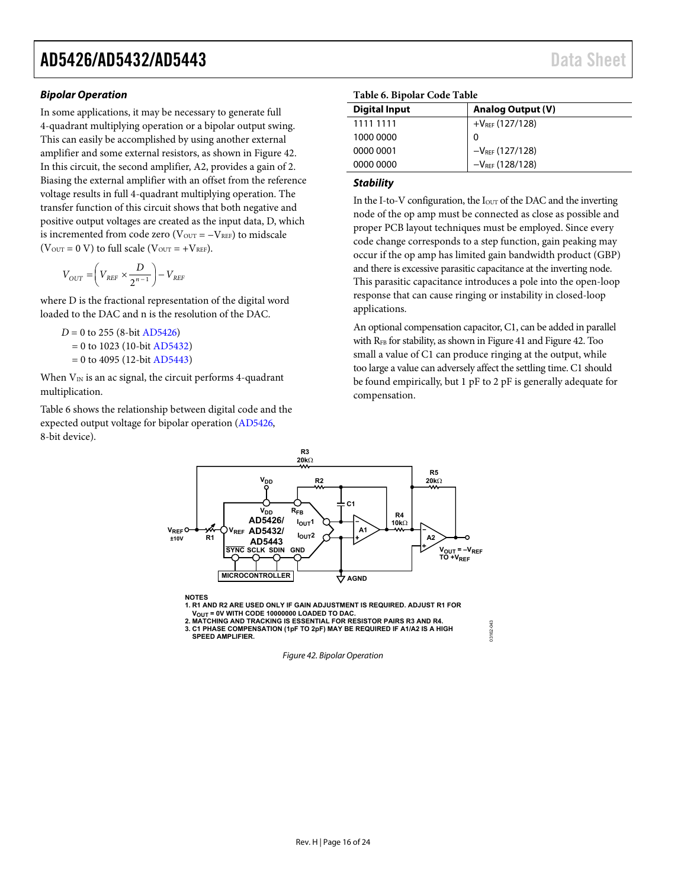### *Bipolar Operation*

In some applications, it may be necessary to generate full 4-quadrant multiplying operation or a bipolar output swing. This can easily be accomplished by using another external amplifier and some external resistors, as shown in Figure 42. In this circuit, the second amplifier, A2, provides a gain of 2. Biasing the external amplifier with an offset from the reference voltage results in full 4-quadrant multiplying operation. The transfer function of this circuit shows that both negative and positive output voltages are created as the input data, D, which is incremented from code zero ($V_{OUT} = -V_{REF}$) to midscale ($V_{OUT} = 0$ V) to full scale ($V_{OUT} = +V_{REF}$).

$$V_{OUT} = \left( V_{REF} \times \frac{D}{2^{n-1}} \right) - V_{REF}$$

where D is the fractional representation of the digital word loaded to the DAC and n is the resolution of the DAC.

$D$ = 0 to 255 (8-bit AD5426)
= 0 to 1023 (10-bit AD5432)
= 0 to 4095 (12-bit AD5443)

When $V_{IN}$ is an ac signal, the circuit performs 4-quadrant multiplication.

Table 6 shows the relationship between digital code and the expected output voltage for bipolar operation (AD5426, 8-bit device).

**Table 6. Bipolar Code Table**

| Digital Input | Analog Output (V) |
|---|---|
| 1111 1111 | $+V_{REF}$ (127/128) |
| 1000 0000 | 0 |
| 0000 0001 | $-V_{REF}$ (127/128) |
| 0000 0000 | $-V_{REF}$ (128/128) |

### *Stability*

In the I-to-V configuration, the $I_{OUT}$ of the DAC and the inverting node of the op amp must be connected as close as possible and proper PCB layout techniques must be employed. Since every code change corresponds to a step function, gain peaking may occur if the op amp has limited gain bandwidth product (GBP) and there is excessive parasitic capacitance at the inverting node. This parasitic capacitance introduces a pole into the open-loop response that can cause ringing or instability in closed-loop applications.

An optional compensation capacitor, C1, can be added in parallel with $R_{FB}$ for stability, as shown in Figure 41 and Figure 42. Too small a value of C1 can produce ringing at the output, while too large a value can adversely affect the settling time. C1 should be found empirically, but 1 pF to 2 pF is generally adequate for compensation.

NOTES
1. R1 AND R2 ARE USED ONLY IF GAIN ADJUSTMENT IS REQUIRED. ADJUST R1 FOR $V_{OUT}$ = 0V WITH CODE 10000000 LOADED TO DAC.
2. MATCHING AND TRACKING IS ESSENTIAL FOR RESISTOR PAIRS R3 AND R4.
3. C1 PHASE COMPENSATION (1pF TO 2pF) MAY BE REQUIRED IF A1/A2 IS A HIGH SPEED AMPLIFIER.

*Figure 42. Bipolar Operation*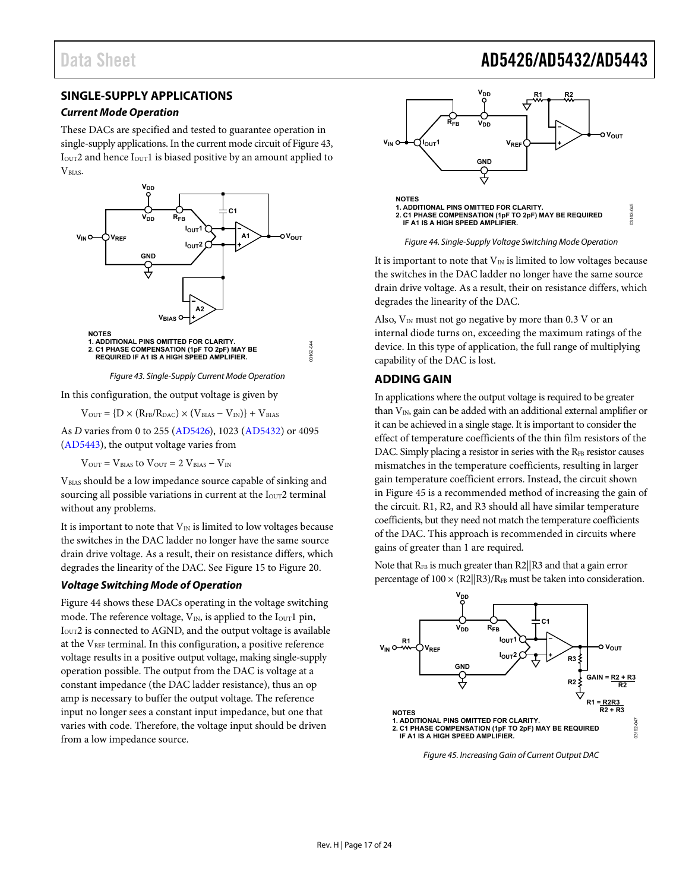## SINGLE-SUPPLY APPLICATIONS

### *Current Mode Operation*

These DACs are specified and tested to guarantee operation in single-supply applications. In the current mode circuit of Figure 43, $I_{OUT}2$ and hence $I_{OUT}1$ is biased positive by an amount applied to $V_{BIAS}$.

NOTES
1. ADDITIONAL PINS OMITTED FOR CLARITY.
2. C1 PHASE COMPENSATION (1pF TO 2pF) MAY BE REQUIRED IF A1 IS A HIGH SPEED AMPLIFIER.

*Figure 43. Single-Supply Current Mode Operation*

In this configuration, the output voltage is given by

$$V_{OUT} = \{D \times (R_{FB}/R_{DAC}) \times (V_{BIAS} - V_{IN})\} + V_{BIAS}$$

As *D* varies from 0 to 255 (AD5426), 1023 (AD5432) or 4095 (AD5443), the output voltage varies from

$$V_{OUT} = V_{BIAS} \text{ to } V_{OUT} = 2\ V_{BIAS} - V_{IN}$$

$V_{BIAS}$ should be a low impedance source capable of sinking and sourcing all possible variations in current at the $I_{OUT}2$ terminal without any problems.

It is important to note that $V_{IN}$ is limited to low voltages because the switches in the DAC ladder no longer have the same source drain drive voltage. As a result, their on resistance differs, which degrades the linearity of the DAC. See Figure 15 to Figure 20.

### *Voltage Switching Mode of Operation*

Figure 44 shows these DACs operating in the voltage switching mode. The reference voltage, $V_{IN}$, is applied to the $I_{OUT}1$ pin, $I_{OUT}2$ is connected to AGND, and the output voltage is available at the $V_{REF}$ terminal. In this configuration, a positive reference voltage results in a positive output voltage, making single-supply operation possible. The output from the DAC is voltage at a constant impedance (the DAC ladder resistance), thus an op amp is necessary to buffer the output voltage. The reference input no longer sees a constant input impedance, but one that varies with code. Therefore, the voltage input should be driven from a low impedance source.

NOTES
1. ADDITIONAL PINS OMITTED FOR CLARITY.
2. C1 PHASE COMPENSATION (1pF TO 2pF) MAY BE REQUIRED IF A1 IS A HIGH SPEED AMPLIFIER.

*Figure 44. Single-Supply Voltage Switching Mode Operation*

It is important to note that $V_{IN}$ is limited to low voltages because the switches in the DAC ladder no longer have the same source drain drive voltage. As a result, their on resistance differs, which degrades the linearity of the DAC.

Also, $V_{IN}$ must not go negative by more than 0.3 V or an internal diode turns on, exceeding the maximum ratings of the device. In this type of application, the full range of multiplying capability of the DAC is lost.

## ADDING GAIN

In applications where the output voltage is required to be greater than $V_{IN}$, gain can be added with an additional external amplifier or it can be achieved in a single stage. It is important to consider the effect of temperature coefficients of the thin film resistors of the DAC. Simply placing a resistor in series with the $R_{FB}$ resistor causes mismatches in the temperature coefficients, resulting in larger gain temperature coefficient errors. Instead, the circuit shown in Figure 45 is a recommended method of increasing the gain of the circuit. R1, R2, and R3 should all have similar temperature coefficients, but they need not match the temperature coefficients of the DAC. This approach is recommended in circuits where gains of greater than 1 are required.

Note that $R_{FB}$ is much greater than R2||R3 and that a gain error percentage of $100 \times (R2||R3)/R_{FB}$ must be taken into consideration.

$$\text{GAIN} = \frac{R2 + R3}{R2}$$

$$R1 = \frac{R2R3}{R2 + R3}$$

NOTES
1. ADDITIONAL PINS OMITTED FOR CLARITY.
2. C1 PHASE COMPENSATION (1pF TO 2pF) MAY BE REQUIRED IF A1 IS A HIGH SPEED AMPLIFIER.

*Figure 45. Increasing Gain of Current Output DAC*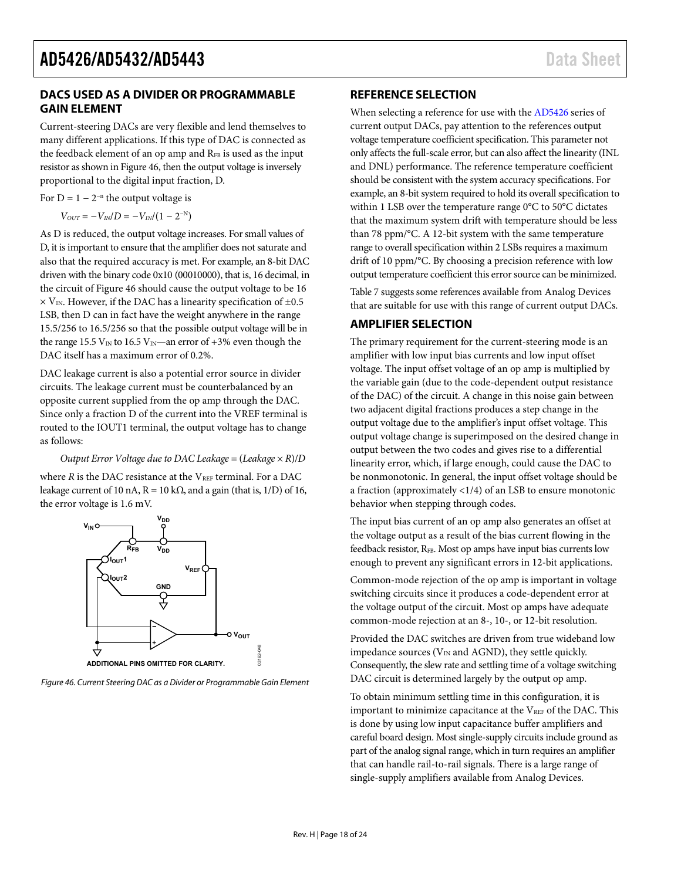## DACS USED AS A DIVIDER OR PROGRAMMABLE GAIN ELEMENT

Current-steering DACs are very flexible and lend themselves to many different applications. If this type of DAC is connected as the feedback element of an op amp and $R_{FB}$ is used as the input resistor as shown in Figure 46, then the output voltage is inversely proportional to the digital input fraction, D.

For $D = 1 - 2^{-n}$ the output voltage is

$$V_{OUT} = -V_{IN}/D = -V_{IN}/(1 - 2^{-N})$$

As D is reduced, the output voltage increases. For small values of D, it is important to ensure that the amplifier does not saturate and also that the required accuracy is met. For example, an 8-bit DAC driven with the binary code 0x10 (00010000), that is, 16 decimal, in the circuit of Figure 46 should cause the output voltage to be 16 × $V_{IN}$. However, if the DAC has a linearity specification of ±0.5 LSB, then D can in fact have the weight anywhere in the range 15.5/256 to 16.5/256 so that the possible output voltage will be in the range 15.5 $V_{IN}$ to 16.5 $V_{IN}$—an error of +3% even though the DAC itself has a maximum error of 0.2%.

DAC leakage current is also a potential error source in divider circuits. The leakage current must be counterbalanced by an opposite current supplied from the op amp through the DAC. Since only a fraction D of the current into the VREF terminal is routed to the IOUT1 terminal, the output voltage has to change as follows:

$$Output\ Error\ Voltage\ due\ to\ DAC\ Leakage = (Leakage \times R)/D$$

where *R* is the DAC resistance at the $V_{REF}$ terminal. For a DAC leakage current of 10 nA, R = 10 kΩ, and a gain (that is, 1/D) of 16, the error voltage is 1.6 mV.

Figure 46. Current Steering DAC as a Divider or Programmable Gain Element

## REFERENCE SELECTION

When selecting a reference for use with the AD5426 series of current output DACs, pay attention to the references output voltage temperature coefficient specification. This parameter not only affects the full-scale error, but can also affect the linearity (INL and DNL) performance. The reference temperature coefficient should be consistent with the system accuracy specifications. For example, an 8-bit system required to hold its overall specification to within 1 LSB over the temperature range 0°C to 50°C dictates that the maximum system drift with temperature should be less than 78 ppm/°C. A 12-bit system with the same temperature range to overall specification within 2 LSBs requires a maximum drift of 10 ppm/°C. By choosing a precision reference with low output temperature coefficient this error source can be minimized.

Table 7 suggests some references available from Analog Devices that are suitable for use with this range of current output DACs.

## AMPLIFIER SELECTION

The primary requirement for the current-steering mode is an amplifier with low input bias currents and low input offset voltage. The input offset voltage of an op amp is multiplied by the variable gain (due to the code-dependent output resistance of the DAC) of the circuit. A change in this noise gain between two adjacent digital fractions produces a step change in the output voltage due to the amplifier's input offset voltage. This output voltage change is superimposed on the desired change in output between the two codes and gives rise to a differential linearity error, which, if large enough, could cause the DAC to be nonmonotonic. In general, the input offset voltage should be a fraction (approximately <1/4) of an LSB to ensure monotonic behavior when stepping through codes.

The input bias current of an op amp also generates an offset at the voltage output as a result of the bias current flowing in the feedback resistor, $R_{FB}$. Most op amps have input bias currents low enough to prevent any significant errors in 12-bit applications.

Common-mode rejection of the op amp is important in voltage switching circuits since it produces a code-dependent error at the voltage output of the circuit. Most op amps have adequate common-mode rejection at an 8-, 10-, or 12-bit resolution.

Provided the DAC switches are driven from true wideband low impedance sources ($V_{IN}$ and AGND), they settle quickly. Consequently, the slew rate and settling time of a voltage switching DAC circuit is determined largely by the output op amp.

To obtain minimum settling time in this configuration, it is important to minimize capacitance at the $V_{REF}$ of the DAC. This is done by using low input capacitance buffer amplifiers and careful board design. Most single-supply circuits include ground as part of the analog signal range, which in turn requires an amplifier that can handle rail-to-rail signals. There is a large range of single-supply amplifiers available from Analog Devices.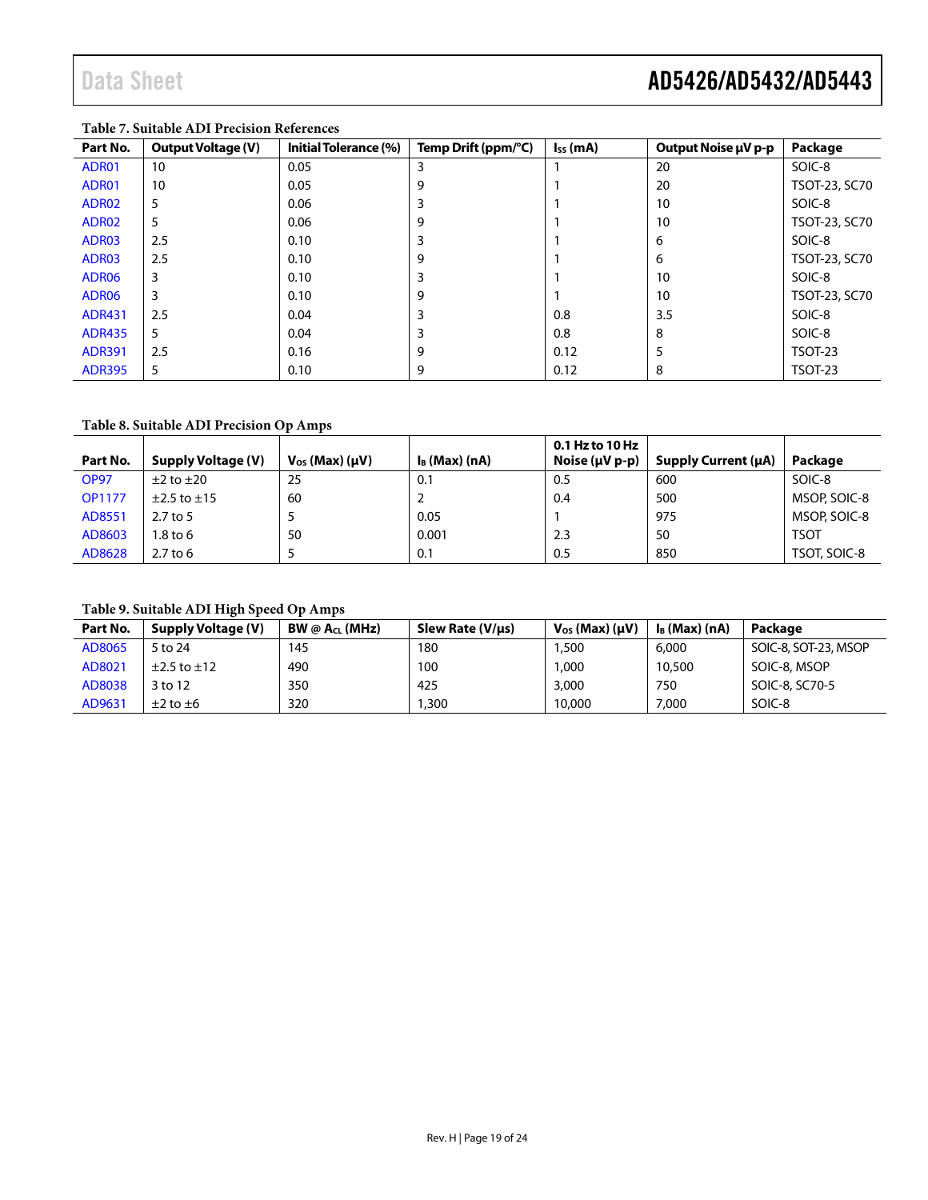**Table 7. Suitable ADI Precision References**

| Part No. | Output Voltage (V) | Initial Tolerance (%) | Temp Drift (ppm/°C) | $I_{SS}$ (mA) | Output Noise µV p-p | Package |
|---|---|---|---|---|---|---|
| ADR01 | 10 | 0.05 | 3 | 1 | 20 | SOIC-8 |
| ADR01 | 10 | 0.05 | 9 | 1 | 20 | TSOT-23, SC70 |
| ADR02 | 5 | 0.06 | 3 | 1 | 10 | SOIC-8 |
| ADR02 | 5 | 0.06 | 9 | 1 | 10 | TSOT-23, SC70 |
| ADR03 | 2.5 | 0.10 | 3 | 1 | 6 | SOIC-8 |
| ADR03 | 2.5 | 0.10 | 9 | 1 | 6 | TSOT-23, SC70 |
| ADR06 | 3 | 0.10 | 3 | 1 | 10 | SOIC-8 |
| ADR06 | 3 | 0.10 | 9 | 1 | 10 | TSOT-23, SC70 |
| ADR431 | 2.5 | 0.04 | 3 | 0.8 | 3.5 | SOIC-8 |
| ADR435 | 5 | 0.04 | 3 | 0.8 | 8 | SOIC-8 |
| ADR391 | 2.5 | 0.16 | 9 | 0.12 | 5 | TSOT-23 |
| ADR395 | 5 | 0.10 | 9 | 0.12 | 8 | TSOT-23 |

**Table 8. Suitable ADI Precision Op Amps**

| Part No. | Supply Voltage (V) | $V_{OS}$ (Max) (µV) | $I_B$ (Max) (nA) | 0.1 Hz to 10 Hz Noise (µV p-p) | Supply Current (µA) | Package |
|---|---|---|---|---|---|---|
| OP97 | ±2 to ±20 | 25 | 0.1 | 0.5 | 600 | SOIC-8 |
| OP1177 | ±2.5 to ±15 | 60 | 2 | 0.4 | 500 | MSOP, SOIC-8 |
| AD8551 | 2.7 to 5 | 5 | 0.05 | 1 | 975 | MSOP, SOIC-8 |
| AD8603 | 1.8 to 6 | 50 | 0.001 | 2.3 | 50 | TSOT |
| AD8628 | 2.7 to 6 | 5 | 0.1 | 0.5 | 850 | TSOT, SOIC-8 |

**Table 9. Suitable ADI High Speed Op Amps**

| Part No. | Supply Voltage (V) | BW @ $A_{CL}$ (MHz) | Slew Rate (V/µs) | $V_{OS}$ (Max) (µV) | $I_B$ (Max) (nA) | Package |
|---|---|---|---|---|---|---|
| AD8065 | 5 to 24 | 145 | 180 | 1,500 | 6,000 | SOIC-8, SOT-23, MSOP |
| AD8021 | ±2.5 to ±12 | 490 | 100 | 1,000 | 10,500 | SOIC-8, MSOP |
| AD8038 | 3 to 12 | 350 | 425 | 3,000 | 750 | SOIC-8, SC70-5 |
| AD9631 | ±2 to ±6 | 320 | 1,300 | 10,000 | 7,000 | SOIC-8 |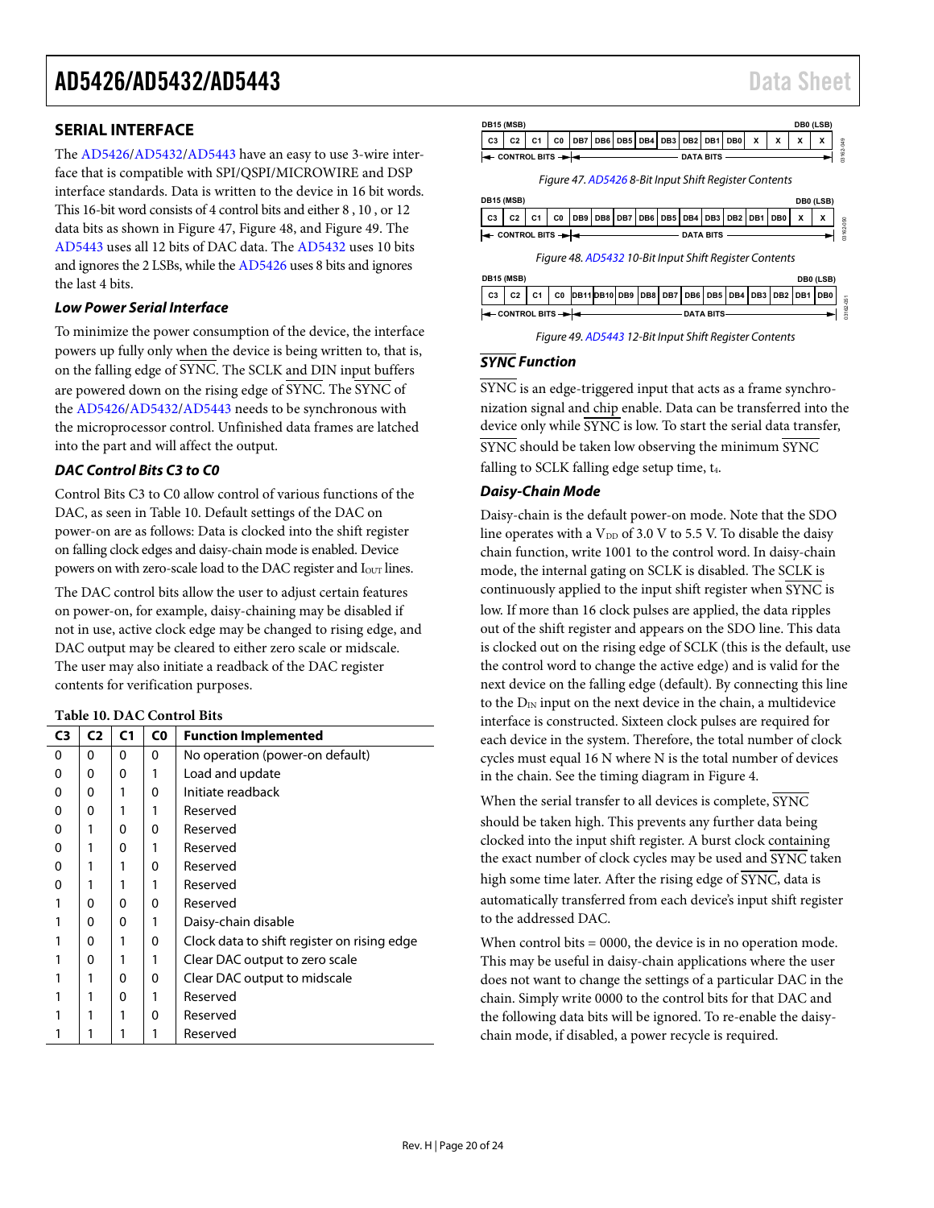## SERIAL INTERFACE

The AD5426/AD5432/AD5443 have an easy to use 3-wire interface that is compatible with SPI/QSPI/MICROWIRE and DSP interface standards. Data is written to the device in 16 bit words. This 16-bit word consists of 4 control bits and either 8 , 10 , or 12 data bits as shown in Figure 47, Figure 48, and Figure 49. The AD5443 uses all 12 bits of DAC data. The AD5432 uses 10 bits and ignores the 2 LSBs, while the AD5426 uses 8 bits and ignores the last 4 bits.

### *Low Power Serial Interface*

To minimize the power consumption of the device, the interface powers up fully only when the device is being written to, that is, on the falling edge of SYNC. The SCLK and DIN input buffers are powered down on the rising edge of SYNC. The SYNC of the AD5426/AD5432/AD5443 needs to be synchronous with the microprocessor control. Unfinished data frames are latched into the part and will affect the output.

### *DAC Control Bits C3 to C0*

Control Bits C3 to C0 allow control of various functions of the DAC, as seen in Table 10. Default settings of the DAC on power-on are as follows: Data is clocked into the shift register on falling clock edges and daisy-chain mode is enabled. Device powers on with zero-scale load to the DAC register and $I_{OUT}$ lines.

The DAC control bits allow the user to adjust certain features on power-on, for example, daisy-chaining may be disabled if not in use, active clock edge may be changed to rising edge, and DAC output may be cleared to either zero scale or midscale. The user may also initiate a readback of the DAC register contents for verification purposes.

**Table 10. DAC Control Bits**

| C3 | C2 | C1 | C0 | Function Implemented |
|---|---|---|---|---|
| 0 | 0 | 0 | 0 | No operation (power-on default) |
| 0 | 0 | 0 | 1 | Load and update |
| 0 | 0 | 1 | 0 | Initiate readback |
| 0 | 0 | 1 | 1 | Reserved |
| 0 | 1 | 0 | 0 | Reserved |
| 0 | 1 | 0 | 1 | Reserved |
| 0 | 1 | 1 | 0 | Reserved |
| 0 | 1 | 1 | 1 | Reserved |
| 1 | 0 | 0 | 0 | Reserved |
| 1 | 0 | 0 | 1 | Daisy-chain disable |
| 1 | 0 | 1 | 0 | Clock data to shift register on rising edge |
| 1 | 0 | 1 | 1 | Clear DAC output to zero scale |
| 1 | 1 | 0 | 0 | Clear DAC output to midscale |
| 1 | 1 | 0 | 1 | Reserved |
| 1 | 1 | 1 | 0 | Reserved |
| 1 | 1 | 1 | 1 | Reserved |

| DB15 (MSB) | | | | | | | | | | | | | | | DB0 (LSB) |
|---|---|---|---|---|---|---|---|---|---|---|---|---|---|---|---|
| C3 | C2 | C1 | C0 | DB7 | DB6 | DB5 | DB4 | DB3 | DB2 | DB1 | DB0 | X | X | X | X |
| CONTROL BITS | | | | DATA BITS | | | | | | | | | | | |

Figure 47. AD5426 8-Bit Input Shift Register Contents

| DB15 (MSB) | | | | | | | | | | | | | | | DB0 (LSB) |
|---|---|---|---|---|---|---|---|---|---|---|---|---|---|---|---|
| C3 | C2 | C1 | C0 | DB9 | DB8 | DB7 | DB6 | DB5 | DB4 | DB3 | DB2 | DB1 | DB0 | X | X |
| CONTROL BITS | | | | DATA BITS | | | | | | | | | | | |

Figure 48. AD5432 10-Bit Input Shift Register Contents

| DB15 (MSB) | | | | | | | | | | | | | | | DB0 (LSB) |
|---|---|---|---|---|---|---|---|---|---|---|---|---|---|---|---|
| C3 | C2 | C1 | C0 | DB11 | DB10 | DB9 | DB8 | DB7 | DB6 | DB5 | DB4 | DB3 | DB2 | DB1 | DB0 |
| CONTROL BITS | | | | DATA BITS | | | | | | | | | | | |

Figure 49. AD5443 12-Bit Input Shift Register Contents

### *SYNC Function*

SYNC is an edge-triggered input that acts as a frame synchronization signal and chip enable. Data can be transferred into the device only while SYNC is low. To start the serial data transfer, SYNC should be taken low observing the minimum SYNC falling to SCLK falling edge setup time, $t_4$.

### *Daisy-Chain Mode*

Daisy-chain is the default power-on mode. Note that the SDO line operates with a $V_{DD}$ of 3.0 V to 5.5 V. To disable the daisy chain function, write 1001 to the control word. In daisy-chain mode, the internal gating on SCLK is disabled. The SCLK is continuously applied to the input shift register when SYNC is low. If more than 16 clock pulses are applied, the data ripples out of the shift register and appears on the SDO line. This data is clocked out on the rising edge of SCLK (this is the default, use the control word to change the active edge) and is valid for the next device on the falling edge (default). By connecting this line to the $D_{IN}$ input on the next device in the chain, a multidevice interface is constructed. Sixteen clock pulses are required for each device in the system. Therefore, the total number of clock cycles must equal 16 N where N is the total number of devices in the chain. See the timing diagram in Figure 4.

When the serial transfer to all devices is complete, SYNC should be taken high. This prevents any further data being clocked into the input shift register. A burst clock containing the exact number of clock cycles may be used and SYNC taken high some time later. After the rising edge of SYNC, data is automatically transferred from each device's input shift register to the addressed DAC.

When control bits = 0000, the device is in no operation mode. This may be useful in daisy-chain applications where the user does not want to change the settings of a particular DAC in the chain. Simply write 0000 to the control bits for that DAC and the following data bits will be ignored. To re-enable the daisy-chain mode, if disabled, a power recycle is required.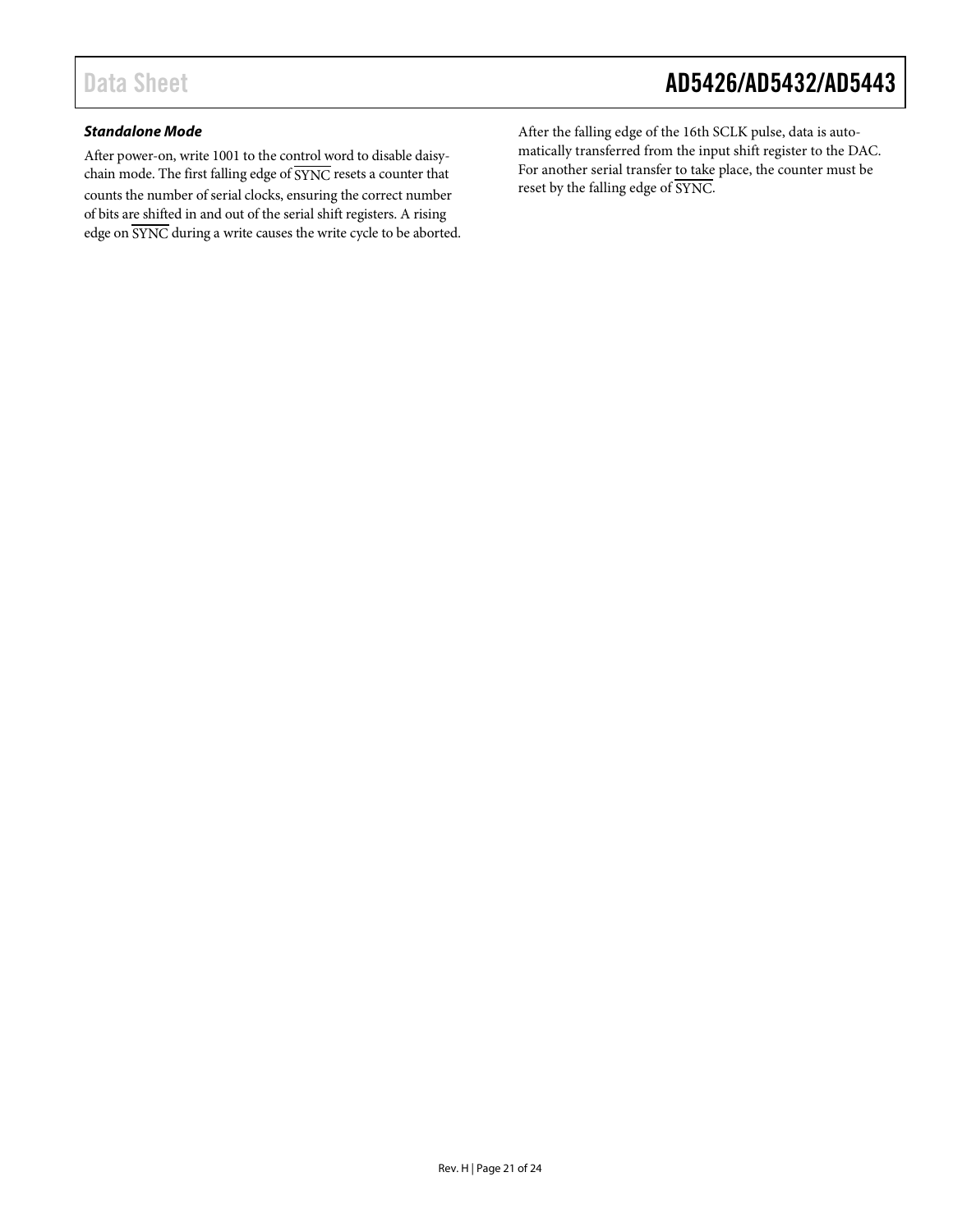### *Standalone Mode*

After power-on, write 1001 to the control word to disable daisy-chain mode. The first falling edge of $\overline{SYNC}$ resets a counter that counts the number of serial clocks, ensuring the correct number of bits are shifted in and out of the serial shift registers. A rising edge on $\overline{SYNC}$ during a write causes the write cycle to be aborted.

After the falling edge of the 16th SCLK pulse, data is automatically transferred from the input shift register to the DAC. For another serial transfer to take place, the counter must be reset by the falling edge of $\overline{SYNC}$.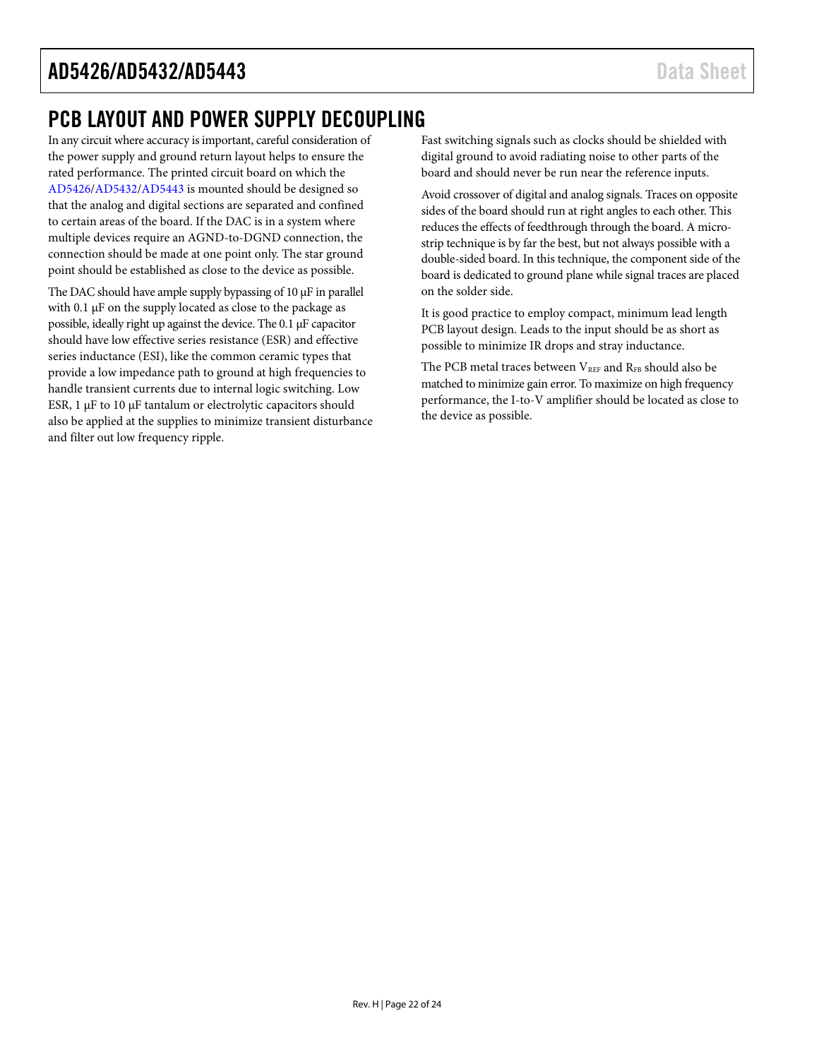## PCB LAYOUT AND POWER SUPPLY DECOUPLING

In any circuit where accuracy is important, careful consideration of the power supply and ground return layout helps to ensure the rated performance. The printed circuit board on which the AD5426/AD5432/AD5443 is mounted should be designed so that the analog and digital sections are separated and confined to certain areas of the board. If the DAC is in a system where multiple devices require an AGND-to-DGND connection, the connection should be made at one point only. The star ground point should be established as close to the device as possible.

The DAC should have ample supply bypassing of 10 µF in parallel with 0.1 µF on the supply located as close to the package as possible, ideally right up against the device. The 0.1 µF capacitor should have low effective series resistance (ESR) and effective series inductance (ESI), like the common ceramic types that provide a low impedance path to ground at high frequencies to handle transient currents due to internal logic switching. Low ESR, 1 µF to 10 µF tantalum or electrolytic capacitors should also be applied at the supplies to minimize transient disturbance and filter out low frequency ripple.

Fast switching signals such as clocks should be shielded with digital ground to avoid radiating noise to other parts of the board and should never be run near the reference inputs.

Avoid crossover of digital and analog signals. Traces on opposite sides of the board should run at right angles to each other. This reduces the effects of feedthrough through the board. A microstrip technique is by far the best, but not always possible with a double-sided board. In this technique, the component side of the board is dedicated to ground plane while signal traces are placed on the solder side.

It is good practice to employ compact, minimum lead length PCB layout design. Leads to the input should be as short as possible to minimize IR drops and stray inductance.

The PCB metal traces between $V_{REF}$ and $R_{FB}$ should also be matched to minimize gain error. To maximize on high frequency performance, the I-to-V amplifier should be located as close to the device as possible.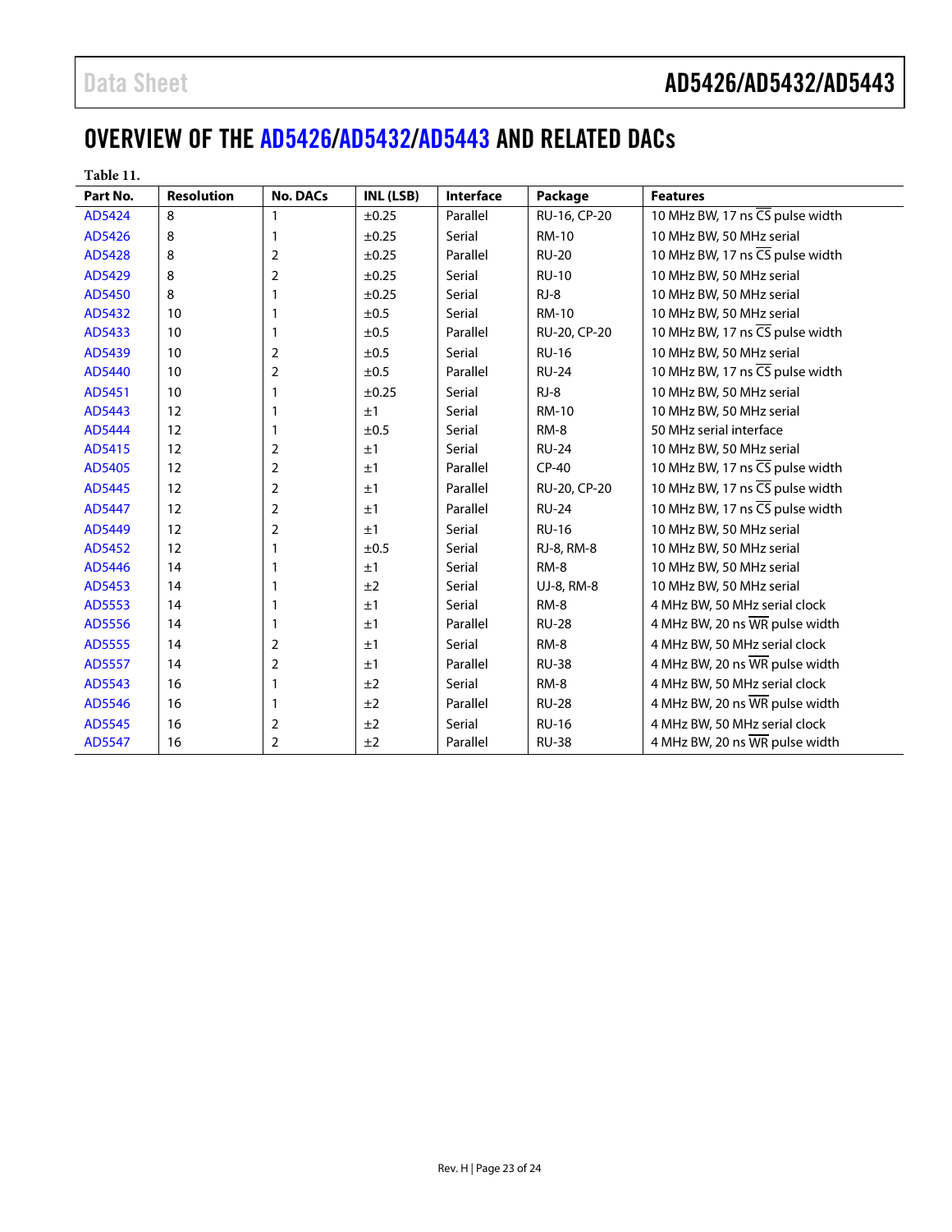# OVERVIEW OF THE AD5426/AD5432/AD5443 AND RELATED DACs

**Table 11.**

| Part No. | Resolution | No. DACs | INL (LSB) | Interface | Package | Features |
|---|---|---|---|---|---|---|
| AD5424 | 8 | 1 | ±0.25 | Parallel | RU-16, CP-20 | 10 MHz BW, 17 ns $\overline{CS}$ pulse width |
| AD5426 | 8 | 1 | ±0.25 | Serial | RM-10 | 10 MHz BW, 50 MHz serial |
| AD5428 | 8 | 2 | ±0.25 | Parallel | RU-20 | 10 MHz BW, 17 ns $\overline{CS}$ pulse width |
| AD5429 | 8 | 2 | ±0.25 | Serial | RU-10 | 10 MHz BW, 50 MHz serial |
| AD5450 | 8 | 1 | ±0.25 | Serial | RJ-8 | 10 MHz BW, 50 MHz serial |
| AD5432 | 10 | 1 | ±0.5 | Serial | RM-10 | 10 MHz BW, 50 MHz serial |
| AD5433 | 10 | 1 | ±0.5 | Parallel | RU-20, CP-20 | 10 MHz BW, 17 ns $\overline{CS}$ pulse width |
| AD5439 | 10 | 2 | ±0.5 | Serial | RU-16 | 10 MHz BW, 50 MHz serial |
| AD5440 | 10 | 2 | ±0.5 | Parallel | RU-24 | 10 MHz BW, 17 ns $\overline{CS}$ pulse width |
| AD5451 | 10 | 1 | ±0.25 | Serial | RJ-8 | 10 MHz BW, 50 MHz serial |
| AD5443 | 12 | 1 | ±1 | Serial | RM-10 | 10 MHz BW, 50 MHz serial |
| AD5444 | 12 | 1 | ±0.5 | Serial | RM-8 | 50 MHz serial interface |
| AD5415 | 12 | 2 | ±1 | Serial | RU-24 | 10 MHz BW, 50 MHz serial |
| AD5405 | 12 | 2 | ±1 | Parallel | CP-40 | 10 MHz BW, 17 ns $\overline{CS}$ pulse width |
| AD5445 | 12 | 2 | ±1 | Parallel | RU-20, CP-20 | 10 MHz BW, 17 ns $\overline{CS}$ pulse width |
| AD5447 | 12 | 2 | ±1 | Parallel | RU-24 | 10 MHz BW, 17 ns $\overline{CS}$ pulse width |
| AD5449 | 12 | 2 | ±1 | Serial | RU-16 | 10 MHz BW, 50 MHz serial |
| AD5452 | 12 | 1 | ±0.5 | Serial | RJ-8, RM-8 | 10 MHz BW, 50 MHz serial |
| AD5446 | 14 | 1 | ±1 | Serial | RM-8 | 10 MHz BW, 50 MHz serial |
| AD5453 | 14 | 1 | ±2 | Serial | UJ-8, RM-8 | 10 MHz BW, 50 MHz serial |
| AD5553 | 14 | 1 | ±1 | Serial | RM-8 | 4 MHz BW, 50 MHz serial clock |
| AD5556 | 14 | 1 | ±1 | Parallel | RU-28 | 4 MHz BW, 20 ns $\overline{WR}$ pulse width |
| AD5555 | 14 | 2 | ±1 | Serial | RM-8 | 4 MHz BW, 50 MHz serial clock |
| AD5557 | 14 | 2 | ±1 | Parallel | RU-38 | 4 MHz BW, 20 ns $\overline{WR}$ pulse width |
| AD5543 | 16 | 1 | ±2 | Serial | RM-8 | 4 MHz BW, 50 MHz serial clock |
| AD5546 | 16 | 1 | ±2 | Parallel | RU-28 | 4 MHz BW, 20 ns $\overline{WR}$ pulse width |
| AD5545 | 16 | 2 | ±2 | Serial | RU-16 | 4 MHz BW, 50 MHz serial clock |
| AD5547 | 16 | 2 | ±2 | Parallel | RU-38 | 4 MHz BW, 20 ns $\overline{WR}$ pulse width |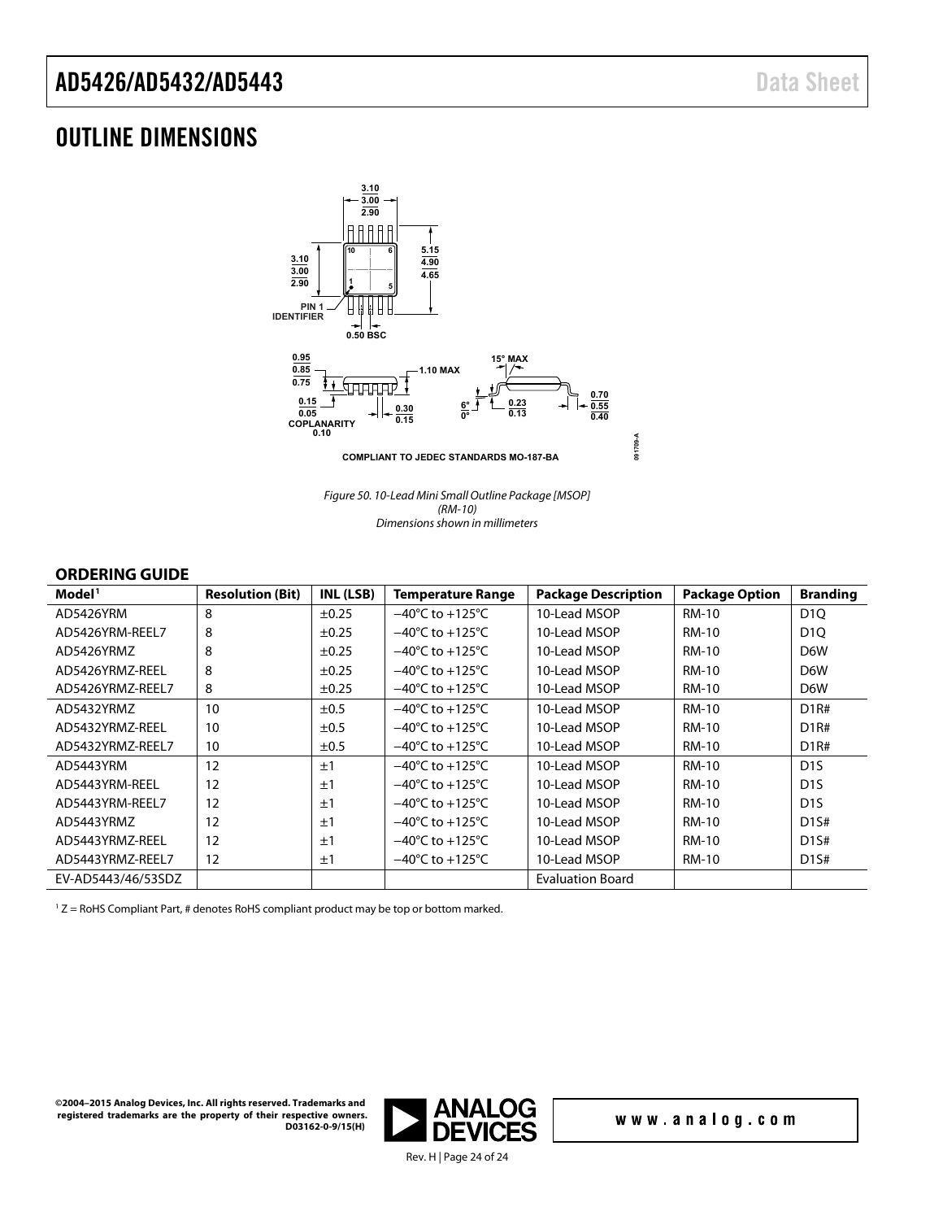# OUTLINE DIMENSIONS

3.10
3.00
2.90

10 6
1 5

3.10
3.00
2.90

5.15
4.90
4.65

PIN 1 IDENTIFIER

0.50 BSC

0.95
0.85
0.75

1.10 MAX

15° MAX

0.15
0.05
COPLANARITY 0.10

0.30
0.15

6°
0°

0.23
0.13

0.70
0.55
0.40

COMPLIANT TO JEDEC STANDARDS MO-187-BA

091709-A

*Figure 50. 10-Lead Mini Small Outline Package [MSOP] (RM-10) Dimensions shown in millimeters*

## ORDERING GUIDE

| Model[1] | Resolution (Bit) | INL (LSB) | Temperature Range | Package Description | Package Option | Branding |
|---|---|---|---|---|---|---|
| AD5426YRM | 8 | ±0.25 | −40°C to +125°C | 10-Lead MSOP | RM-10 | D1Q |
| AD5426YRM-REEL7 | 8 | ±0.25 | −40°C to +125°C | 10-Lead MSOP | RM-10 | D1Q |
| AD5426YRMZ | 8 | ±0.25 | −40°C to +125°C | 10-Lead MSOP | RM-10 | D6W |
| AD5426YRMZ-REEL | 8 | ±0.25 | −40°C to +125°C | 10-Lead MSOP | RM-10 | D6W |
| AD5426YRMZ-REEL7 | 8 | ±0.25 | −40°C to +125°C | 10-Lead MSOP | RM-10 | D6W |
| AD5432YRMZ | 10 | ±0.5 | −40°C to +125°C | 10-Lead MSOP | RM-10 | D1R# |
| AD5432YRMZ-REEL | 10 | ±0.5 | −40°C to +125°C | 10-Lead MSOP | RM-10 | D1R# |
| AD5432YRMZ-REEL7 | 10 | ±0.5 | −40°C to +125°C | 10-Lead MSOP | RM-10 | D1R# |
| AD5443YRM | 12 | ±1 | −40°C to +125°C | 10-Lead MSOP | RM-10 | D1S |
| AD5443YRM-REEL | 12 | ±1 | −40°C to +125°C | 10-Lead MSOP | RM-10 | D1S |
| AD5443YRM-REEL7 | 12 | ±1 | −40°C to +125°C | 10-Lead MSOP | RM-10 | D1S |
| AD5443YRMZ | 12 | ±1 | −40°C to +125°C | 10-Lead MSOP | RM-10 | D1S# |
| AD5443YRMZ-REEL | 12 | ±1 | −40°C to +125°C | 10-Lead MSOP | RM-10 | D1S# |
| AD5443YRMZ-REEL7 | 12 | ±1 | −40°C to +125°C | 10-Lead MSOP | RM-10 | D1S# |
| EV-AD5443/46/53SDZ | | | | Evaluation Board | | |

[1] Z = RoHS Compliant Part, # denotes RoHS compliant product may be top or bottom marked.

©2004–2015 Analog Devices, Inc. All rights reserved. Trademarks and registered trademarks are the property of their respective owners. D03162-0-9/15(H)

www.analog.com